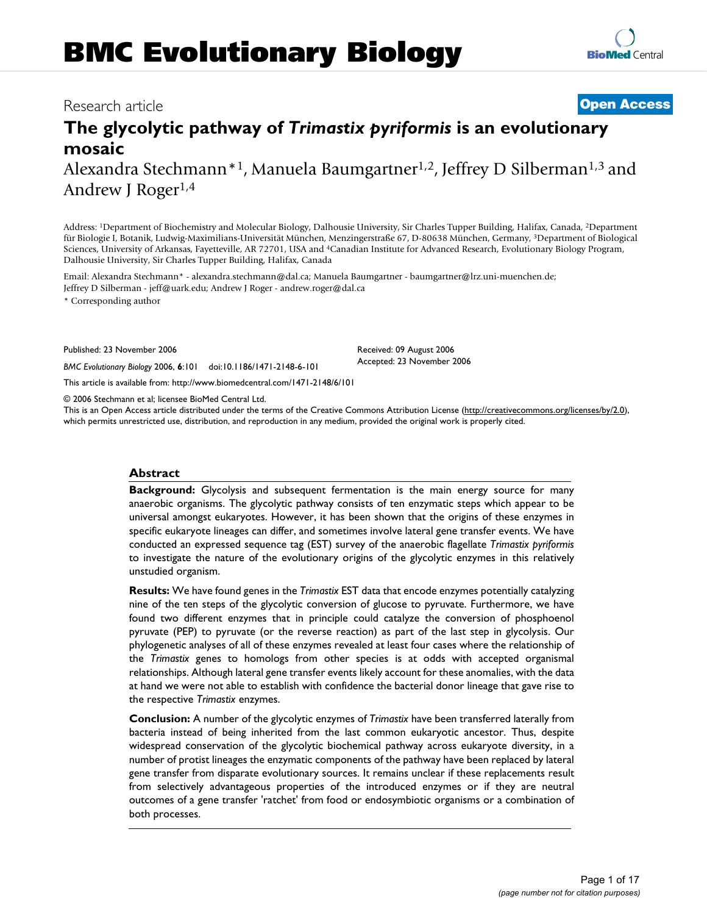# BMC Evolutionary Biology

Research article **Open Access**

## The glycolytic pathway of *Trimastix pyriformis* is an evolutionary mosaic

Alexandra Stechmann*[1], Manuela Baumgartner[1,2], Jeffrey D Silberman[1,3] and Andrew J Roger[1,4]

Address: [1]Department of Biochemistry and Molecular Biology, Dalhousie University, Sir Charles Tupper Building, Halifax, Canada, [2]Department für Biologie I, Botanik, Ludwig-Maximilians-Universität München, Menzingerstraße 67, D-80638 München, Germany, [3]Department of Biological Sciences, University of Arkansas, Fayetteville, AR 72701, USA and [4]Canadian Institute for Advanced Research, Evolutionary Biology Program, Dalhousie University, Sir Charles Tupper Building, Halifax, Canada

Email: Alexandra Stechmann* - alexandra.stechmann@dal.ca; Manuela Baumgartner - baumgartner@lrz.uni-muenchen.de; Jeffrey D Silberman - jeff@uark.edu; Andrew J Roger - andrew.roger@dal.ca

* Corresponding author

Published: 23 November 2006

*BMC Evolutionary Biology* 2006, **6**:101 doi:10.1186/1471-2148-6-101

Received: 09 August 2006

Accepted: 23 November 2006

This article is available from: http://www.biomedcentral.com/1471-2148/6/101

© 2006 Stechmann et al; licensee BioMed Central Ltd.

This is an Open Access article distributed under the terms of the Creative Commons Attribution License (http://creativecommons.org/licenses/by/2.0), which permits unrestricted use, distribution, and reproduction in any medium, provided the original work is properly cited.

### Abstract

**Background:** Glycolysis and subsequent fermentation is the main energy source for many anaerobic organisms. The glycolytic pathway consists of ten enzymatic steps which appear to be universal amongst eukaryotes. However, it has been shown that the origins of these enzymes in specific eukaryote lineages can differ, and sometimes involve lateral gene transfer events. We have conducted an expressed sequence tag (EST) survey of the anaerobic flagellate *Trimastix pyriformis* to investigate the nature of the evolutionary origins of the glycolytic enzymes in this relatively unstudied organism.

**Results:** We have found genes in the *Trimastix* EST data that encode enzymes potentially catalyzing nine of the ten steps of the glycolytic conversion of glucose to pyruvate. Furthermore, we have found two different enzymes that in principle could catalyze the conversion of phosphoenol pyruvate (PEP) to pyruvate (or the reverse reaction) as part of the last step in glycolysis. Our phylogenetic analyses of all of these enzymes revealed at least four cases where the relationship of the *Trimastix* genes to homologs from other species is at odds with accepted organismal relationships. Although lateral gene transfer events likely account for these anomalies, with the data at hand we were not able to establish with confidence the bacterial donor lineage that gave rise to the respective *Trimastix* enzymes.

**Conclusion:** A number of the glycolytic enzymes of *Trimastix* have been transferred laterally from bacteria instead of being inherited from the last common eukaryotic ancestor. Thus, despite widespread conservation of the glycolytic biochemical pathway across eukaryote diversity, in a number of protist lineages the enzymatic components of the pathway have been replaced by lateral gene transfer from disparate evolutionary sources. It remains unclear if these replacements result from selectively advantageous properties of the introduced enzymes or if they are neutral outcomes of a gene transfer 'ratchet' from food or endosymbiotic organisms or a combination of both processes.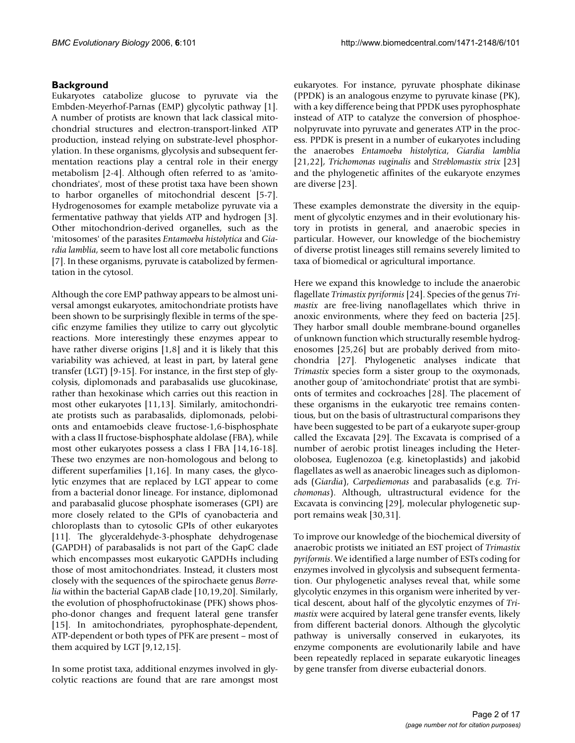## Background

Eukaryotes catabolize glucose to pyruvate via the Embden-Meyerhof-Parnas (EMP) glycolytic pathway [1]. A number of protists are known that lack classical mitochondrial structures and electron-transport-linked ATP production, instead relying on substrate-level phosphorylation. In these organisms, glycolysis and subsequent fermentation reactions play a central role in their energy metabolism [2-4]. Although often referred to as 'amitochondriates', most of these protist taxa have been shown to harbor organelles of mitochondrial descent [5-7]. Hydrogenosomes for example metabolize pyruvate via a fermentative pathway that yields ATP and hydrogen [3]. Other mitochondrion-derived organelles, such as the 'mitosomes' of the parasites *Entamoeba histolytica* and *Giardia lamblia*, seem to have lost all core metabolic functions [7]. In these organisms, pyruvate is catabolized by fermentation in the cytosol.

Although the core EMP pathway appears to be almost universal amongst eukaryotes, amitochondriate protists have been shown to be surprisingly flexible in terms of the specific enzyme families they utilize to carry out glycolytic reactions. More interestingly these enzymes appear to have rather diverse origins [1,8] and it is likely that this variability was achieved, at least in part, by lateral gene transfer (LGT) [9-15]. For instance, in the first step of glycolysis, diplomonads and parabasalids use glucokinase, rather than hexokinase which carries out this reaction in most other eukaryotes [11,13]. Similarly, amitochondriate protists such as parabasalids, diplomonads, pelobionts and entamoebids cleave fructose-1,6-bisphosphate with a class II fructose-bisphosphate aldolase (FBA), while most other eukaryotes possess a class I FBA [14,16-18]. These two enzymes are non-homologous and belong to different superfamilies [1,16]. In many cases, the glycolytic enzymes that are replaced by LGT appear to come from a bacterial donor lineage. For instance, diplomonad and parabasalid glucose phosphate isomerases (GPI) are more closely related to the GPIs of cyanobacteria and chloroplasts than to cytosolic GPIs of other eukaryotes [11]. The glyceraldehyde-3-phosphate dehydrogenase (GAPDH) of parabasalids is not part of the GapC clade which encompasses most eukaryotic GAPDHs including those of most amitochondriates. Instead, it clusters most closely with the sequences of the spirochaete genus *Borrelia* within the bacterial GapAB clade [10,19,20]. Similarly, the evolution of phosphofructokinase (PFK) shows phospho-donor changes and frequent lateral gene transfer [15]. In amitochondriates, pyrophosphate-dependent, ATP-dependent or both types of PFK are present – most of them acquired by LGT [9,12,15].

In some protist taxa, additional enzymes involved in glycolytic reactions are found that are rare amongst most eukaryotes. For instance, pyruvate phosphate dikinase (PPDK) is an analogous enzyme to pyruvate kinase (PK), with a key difference being that PPDK uses pyrophosphate instead of ATP to catalyze the conversion of phosphoenolpyruvate into pyruvate and generates ATP in the process. PPDK is present in a number of eukaryotes including the anaerobes *Entamoeba histolytica*, *Giardia lamblia* [21,22], *Trichomonas vaginalis* and *Streblomastix strix* [23] and the phylogenetic affinites of the eukaryote enzymes are diverse [23].

These examples demonstrate the diversity in the equipment of glycolytic enzymes and in their evolutionary history in protists in general, and anaerobic species in particular. However, our knowledge of the biochemistry of diverse protist lineages still remains severely limited to taxa of biomedical or agricultural importance.

Here we expand this knowledge to include the anaerobic flagellate *Trimastix pyriformis* [24]. Species of the genus *Trimastix* are free-living nanoflagellates which thrive in anoxic environments, where they feed on bacteria [25]. They harbor small double membrane-bound organelles of unknown function which structurally resemble hydrogenosomes [25,26] but are probably derived from mitochondria [27]. Phylogenetic analyses indicate that *Trimastix* species form a sister group to the oxymonads, another goup of 'amitochondriate' protist that are symbionts of termites and cockroaches [28]. The placement of these organisms in the eukaryotic tree remains contentious, but on the basis of ultrastructural comparisons they have been suggested to be part of a eukaryote super-group called the Excavata [29]. The Excavata is comprised of a number of aerobic protist lineages including the Heterolobosea, Euglenozoa (e.g. kinetoplastids) and jakobid flagellates as well as anaerobic lineages such as diplomonads (*Giardia*), *Carpediemonas* and parabasalids (e.g. *Trichomonas*). Although, ultrastructural evidence for the Excavata is convincing [29], molecular phylogenetic support remains weak [30,31].

To improve our knowledge of the biochemical diversity of anaerobic protists we initiated an EST project of *Trimastix pyriformis*. We identified a large number of ESTs coding for enzymes involved in glycolysis and subsequent fermentation. Our phylogenetic analyses reveal that, while some glycolytic enzymes in this organism were inherited by vertical descent, about half of the glycolytic enzymes of *Trimastix* were acquired by lateral gene transfer events, likely from different bacterial donors. Although the glycolytic pathway is universally conserved in eukaryotes, its enzyme components are evolutionarily labile and have been repeatedly replaced in separate eukaryotic lineages by gene transfer from diverse eubacterial donors.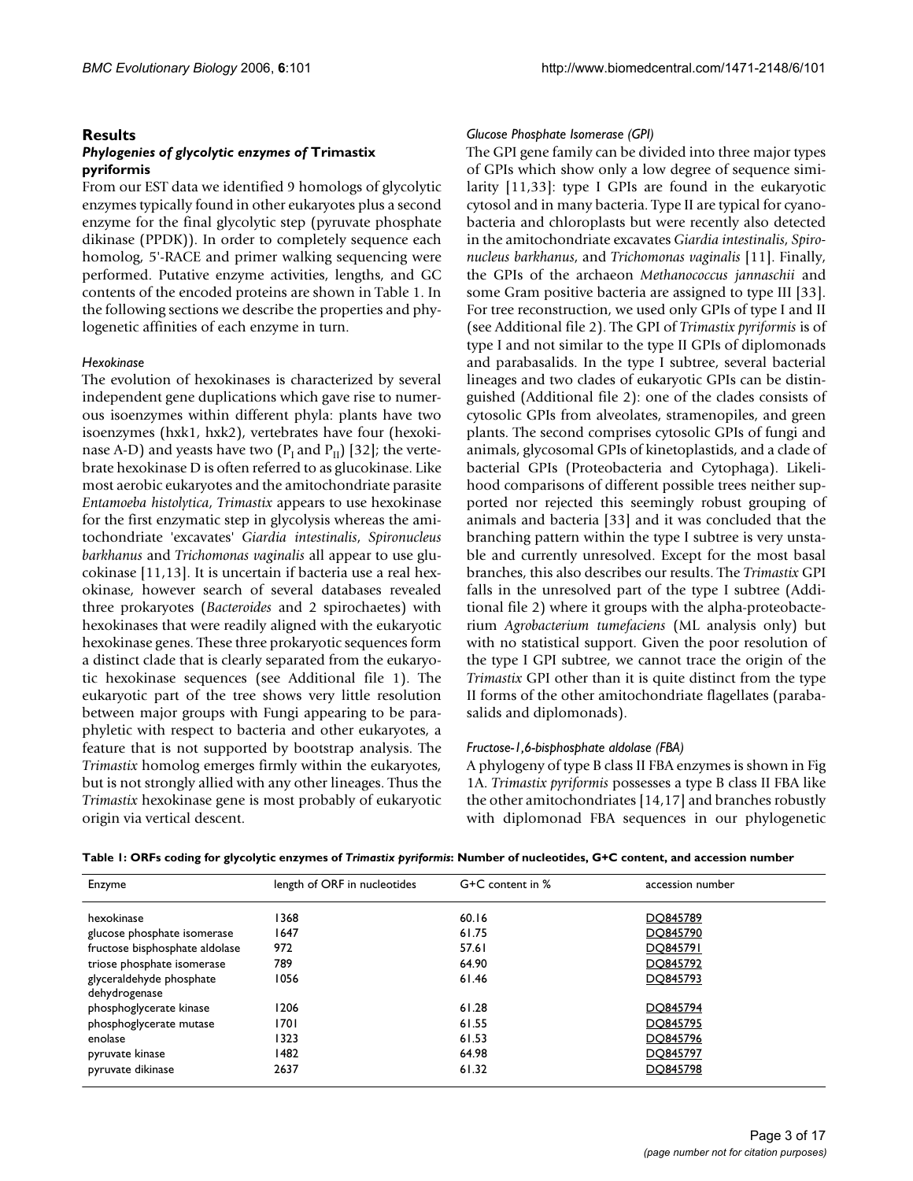## Results

### Phylogenies of glycolytic enzymes of *Trimastix pyriformis*

From our EST data we identified 9 homologs of glycolytic enzymes typically found in other eukaryotes plus a second enzyme for the final glycolytic step (pyruvate phosphate dikinase (PPDK)). In order to completely sequence each homolog, 5'-RACE and primer walking sequencing were performed. Putative enzyme activities, lengths, and GC contents of the encoded proteins are shown in Table 1. In the following sections we describe the properties and phylogenetic affinities of each enzyme in turn.

#### *Hexokinase*

The evolution of hexokinases is characterized by several independent gene duplications which gave rise to numerous isoenzymes within different phyla: plants have two isoenzymes (hxk1, hxk2), vertebrates have four (hexokinase A-D) and yeasts have two ($P_I$ and $P_{II}$) [32]; the vertebrate hexokinase D is often referred to as glucokinase. Like most aerobic eukaryotes and the amitochondriate parasite *Entamoeba histolytica*, *Trimastix* appears to use hexokinase for the first enzymatic step in glycolysis whereas the amitochondriate 'excavates' *Giardia intestinalis*, *Spironucleus barkhanus* and *Trichomonas vaginalis* all appear to use glucokinase [11,13]. It is uncertain if bacteria use a real hexokinase, however search of several databases revealed three prokaryotes (*Bacteroides* and 2 spirochaetes) with hexokinases that were readily aligned with the eukaryotic hexokinase genes. These three prokaryotic sequences form a distinct clade that is clearly separated from the eukaryotic hexokinase sequences (see Additional file 1). The eukaryotic part of the tree shows very little resolution between major groups with Fungi appearing to be paraphyletic with respect to bacteria and other eukaryotes, a feature that is not supported by bootstrap analysis. The *Trimastix* homolog emerges firmly within the eukaryotes, but is not strongly allied with any other lineages. Thus the *Trimastix* hexokinase gene is most probably of eukaryotic origin via vertical descent.

#### *Glucose Phosphate Isomerase (GPI)*

The GPI gene family can be divided into three major types of GPIs which show only a low degree of sequence similarity [11,33]: type I GPIs are found in the eukaryotic cytosol and in many bacteria. Type II are typical for cyanobacteria and chloroplasts but were recently also detected in the amitochondriate excavates *Giardia intestinalis*, *Spironucleus barkhanus*, and *Trichomonas vaginalis* [11]. Finally, the GPIs of the archaeon *Methanococcus jannaschii* and some Gram positive bacteria are assigned to type III [33]. For tree reconstruction, we used only GPIs of type I and II (see Additional file 2). The GPI of *Trimastix pyriformis* is of type I and not similar to the type II GPIs of diplomonads and parabasalids. In the type I subtree, several bacterial lineages and two clades of eukaryotic GPIs can be distinguished (Additional file 2): one of the clades consists of cytosolic GPIs from alveolates, stramenopiles, and green plants. The second comprises cytosolic GPIs of fungi and animals, glycosomal GPIs of kinetoplastids, and a clade of bacterial GPIs (Proteobacteria and Cytophaga). Likelihood comparisons of different possible trees neither supported nor rejected this seemingly robust grouping of animals and bacteria [33] and it was concluded that the branching pattern within the type I subtree is very unstable and currently unresolved. Except for the most basal branches, this also describes our results. The *Trimastix* GPI falls in the unresolved part of the type I subtree (Additional file 2) where it groups with the alpha-proteobacterium *Agrobacterium tumefaciens* (ML analysis only) but with no statistical support. Given the poor resolution of the type I GPI subtree, we cannot trace the origin of the *Trimastix* GPI other than it is quite distinct from the type II forms of the other amitochondriate flagellates (parabasalids and diplomonads).

#### *Fructose-1,6-bisphosphate aldolase (FBA)*

A phylogeny of type B class II FBA enzymes is shown in Fig 1A. *Trimastix pyriformis* possesses a type B class II FBA like the other amitochondriates [14,17] and branches robustly with diplomonad FBA sequences in our phylogenetic

**Table 1: ORFs coding for glycolytic enzymes of *Trimastix pyriformis*: Number of nucleotides, G+C content, and accession number**

| Enzyme | length of ORF in nucleotides | G+C content in % | accession number |
|---|---|---|---|
| hexokinase | 1368 | 60.16 | DQ845789 |
| glucose phosphate isomerase | 1647 | 61.75 | DQ845790 |
| fructose bisphosphate aldolase | 972 | 57.61 | DQ845791 |
| triose phosphate isomerase | 789 | 64.90 | DQ845792 |
| glyceraldehyde phosphate dehydrogenase | 1056 | 61.46 | DQ845793 |
| phosphoglycerate kinase | 1206 | 61.28 | DQ845794 |
| phosphoglycerate mutase | 1701 | 61.55 | DQ845795 |
| enolase | 1323 | 61.53 | DQ845796 |
| pyruvate kinase | 1482 | 64.98 | DQ845797 |
| pyruvate dikinase | 2637 | 61.32 | DQ845798 |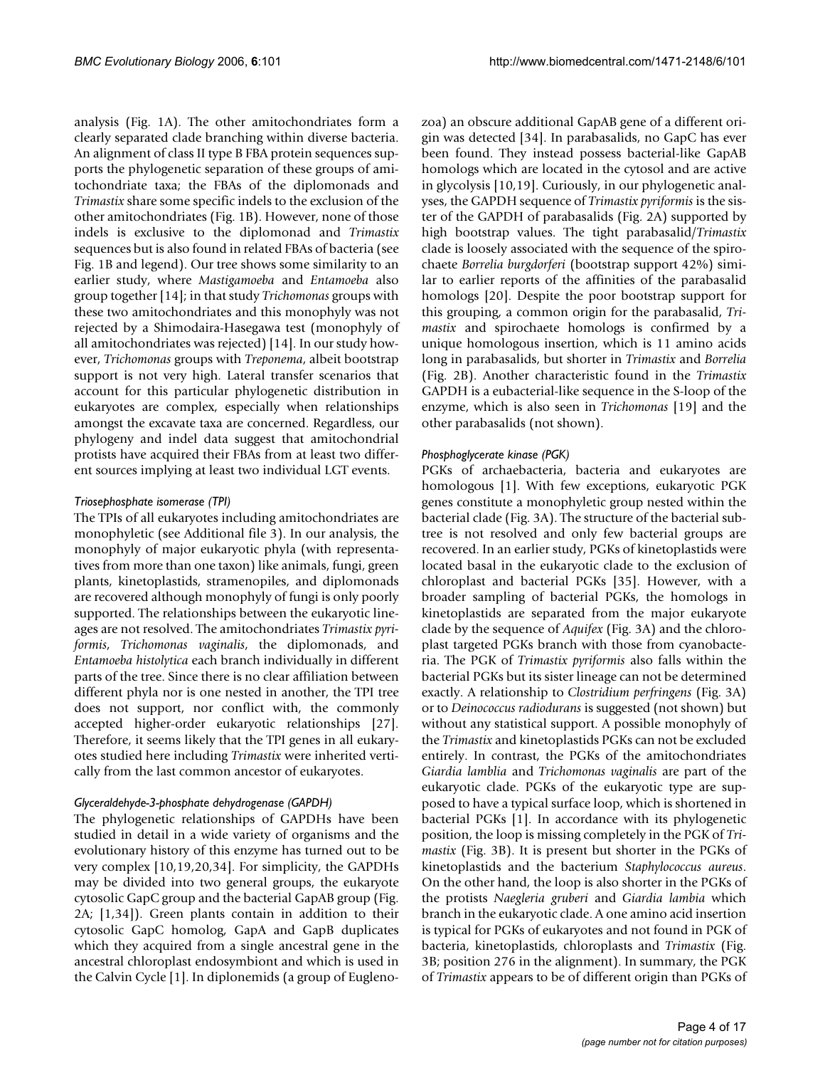analysis (Fig. 1A). The other amitochondriates form a clearly separated clade branching within diverse bacteria. An alignment of class II type B FBA protein sequences supports the phylogenetic separation of these groups of amitochondriate taxa; the FBAs of the diplomonads and *Trimastix* share some specific indels to the exclusion of the other amitochondriates (Fig. 1B). However, none of those indels is exclusive to the diplomonad and *Trimastix* sequences but is also found in related FBAs of bacteria (see Fig. 1B and legend). Our tree shows some similarity to an earlier study, where *Mastigamoeba* and *Entamoeba* also group together [14]; in that study *Trichomonas* groups with these two amitochondriates and this monophyly was not rejected by a Shimodaira-Hasegawa test (monophyly of all amitochondriates was rejected) [14]. In our study however, *Trichomonas* groups with *Treponema*, albeit bootstrap support is not very high. Lateral transfer scenarios that account for this particular phylogenetic distribution in eukaryotes are complex, especially when relationships amongst the excavate taxa are concerned. Regardless, our phylogeny and indel data suggest that amitochondrial protists have acquired their FBAs from at least two different sources implying at least two individual LGT events.

#### *Triosephosphate isomerase (TPI)*

The TPIs of all eukaryotes including amitochondriates are monophyletic (see Additional file 3). In our analysis, the monophyly of major eukaryotic phyla (with representatives from more than one taxon) like animals, fungi, green plants, kinetoplastids, stramenopiles, and diplomonads are recovered although monophyly of fungi is only poorly supported. The relationships between the eukaryotic lineages are not resolved. The amitochondriates *Trimastix pyriformis*, *Trichomonas vaginalis*, the diplomonads, and *Entamoeba histolytica* each branch individually in different parts of the tree. Since there is no clear affiliation between different phyla nor is one nested in another, the TPI tree does not support, nor conflict with, the commonly accepted higher-order eukaryotic relationships [27]. Therefore, it seems likely that the TPI genes in all eukaryotes studied here including *Trimastix* were inherited vertically from the last common ancestor of eukaryotes.

#### *Glyceraldehyde-3-phosphate dehydrogenase (GAPDH)*

The phylogenetic relationships of GAPDHs have been studied in detail in a wide variety of organisms and the evolutionary history of this enzyme has turned out to be very complex [10,19,20,34]. For simplicity, the GAPDHs may be divided into two general groups, the eukaryote cytosolic GapC group and the bacterial GapAB group (Fig. 2A; [1,34]). Green plants contain in addition to their cytosolic GapC homolog, GapA and GapB duplicates which they acquired from a single ancestral gene in the ancestral chloroplast endosymbiont and which is used in the Calvin Cycle [1]. In diplonemids (a group of Euglenozoa) an obscure additional GapAB gene of a different origin was detected [34]. In parabasalids, no GapC has ever been found. They instead possess bacterial-like GapAB homologs which are located in the cytosol and are active in glycolysis [10,19]. Curiously, in our phylogenetic analyses, the GAPDH sequence of *Trimastix pyriformis* is the sister of the GAPDH of parabasalids (Fig. 2A) supported by high bootstrap values. The tight parabasalid/*Trimastix* clade is loosely associated with the sequence of the spirochaete *Borrelia burgdorferi* (bootstrap support 42%) similar to earlier reports of the affinities of the parabasalid homologs [20]. Despite the poor bootstrap support for this grouping, a common origin for the parabasalid, *Trimastix* and spirochaete homologs is confirmed by a unique homologous insertion, which is 11 amino acids long in parabasalids, but shorter in *Trimastix* and *Borrelia* (Fig. 2B). Another characteristic found in the *Trimastix* GAPDH is a eubacterial-like sequence in the S-loop of the enzyme, which is also seen in *Trichomonas* [19] and the other parabasalids (not shown).

#### *Phosphoglycerate kinase (PGK)*

PGKs of archaebacteria, bacteria and eukaryotes are homologous [1]. With few exceptions, eukaryotic PGK genes constitute a monophyletic group nested within the bacterial clade (Fig. 3A). The structure of the bacterial subtree is not resolved and only few bacterial groups are recovered. In an earlier study, PGKs of kinetoplastids were located basal in the eukaryotic clade to the exclusion of chloroplast and bacterial PGKs [35]. However, with a broader sampling of bacterial PGKs, the homologs in kinetoplastids are separated from the major eukaryote clade by the sequence of *Aquifex* (Fig. 3A) and the chloroplast targeted PGKs branch with those from cyanobacteria. The PGK of *Trimastix pyriformis* also falls within the bacterial PGKs but its sister lineage can not be determined exactly. A relationship to *Clostridium perfringens* (Fig. 3A) or to *Deinococcus radiodurans* is suggested (not shown) but without any statistical support. A possible monophyly of the *Trimastix* and kinetoplastids PGKs can not be excluded entirely. In contrast, the PGKs of the amitochondriates *Giardia lamblia* and *Trichomonas vaginalis* are part of the eukaryotic clade. PGKs of the eukaryotic type are supposed to have a typical surface loop, which is shortened in bacterial PGKs [1]. In accordance with its phylogenetic position, the loop is missing completely in the PGK of *Trimastix* (Fig. 3B). It is present but shorter in the PGKs of kinetoplastids and the bacterium *Staphylococcus aureus*. On the other hand, the loop is also shorter in the PGKs of the protists *Naegleria gruberi* and *Giardia lambia* which branch in the eukaryotic clade. A one amino acid insertion is typical for PGKs of eukaryotes and not found in PGK of bacteria, kinetoplastids, chloroplasts and *Trimastix* (Fig. 3B; position 276 in the alignment). In summary, the PGK of *Trimastix* appears to be of different origin than PGKs of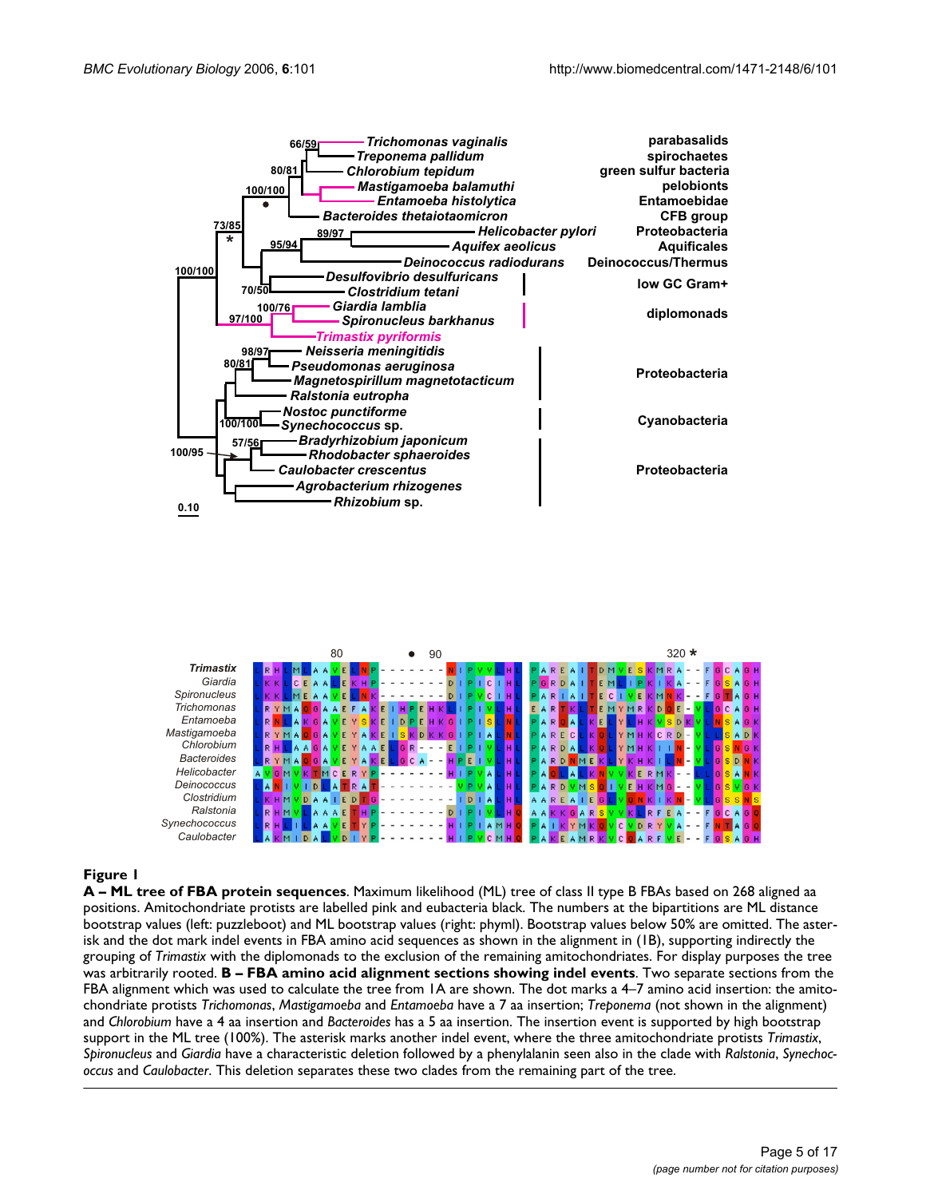**Figure 1**

**A – ML tree of FBA protein sequences**. Maximum likelihood (ML) tree of class II type B FBAs based on 268 aligned aa positions. Amitochondriate protists are labelled pink and eubacteria black. The numbers at the bipartitions are ML distance bootstrap values (left: puzzleboot) and ML bootstrap values (right: phyml). Bootstrap values below 50% are omitted. The asterisk and the dot mark indel events in FBA amino acid sequences as shown in the alignment in (1B), supporting indirectly the grouping of *Trimastix* with the diplomonads to the exclusion of the remaining amitochondriates. For display purposes the tree was arbitrarily rooted. **B – FBA amino acid alignment sections showing indel events**. Two separate sections from the FBA alignment which was used to calculate the tree from 1A are shown. The dot marks a 4–7 amino acid insertion: the amitochondriate protists *Trichomonas*, *Mastigamoeba* and *Entamoeba* have a 7 aa insertion; *Treponema* (not shown in the alignment) and *Chlorobium* have a 4 aa insertion and *Bacteroides* has a 5 aa insertion. The insertion event is supported by high bootstrap support in the ML tree (100%). The asterisk marks another indel event, where the three amitochondriate protists *Trimastix*, *Spironucleus* and *Giardia* have a characteristic deletion followed by a phenylalanin seen also in the clade with *Ralstonia*, *Synechococcus* and *Caulobacter*. This deletion separates these two clades from the remaining part of the tree.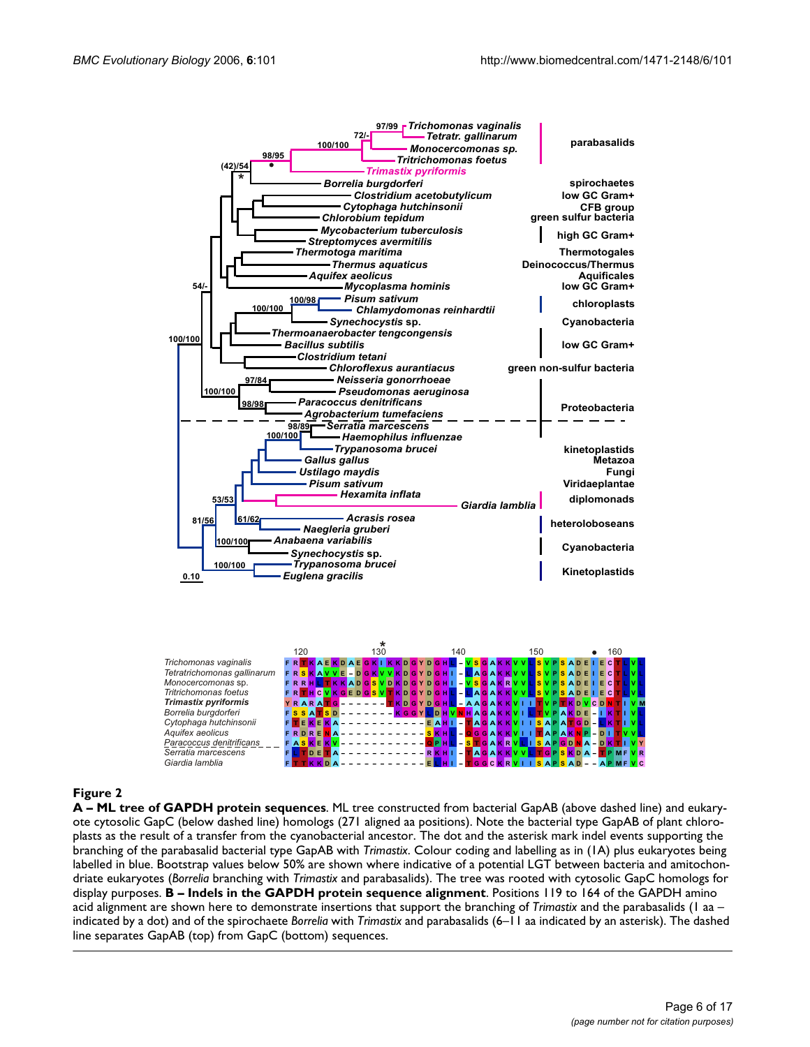**Figure 2**

**A – ML tree of GAPDH protein sequences**. ML tree constructed from bacterial GapAB (above dashed line) and eukaryote cytosolic GapC (below dashed line) homologs (271 aligned aa positions). Note the bacterial type GapAB of plant chloroplasts as the result of a transfer from the cyanobacterial ancestor. The dot and the asterisk mark indel events supporting the branching of the parabasalid bacterial type GapAB with *Trimastix*. Colour coding and labelling as in (1A) plus eukaryotes being labelled in blue. Bootstrap values below 50% are shown where indicative of a potential LGT between bacteria and amitochondriate eukaryotes (*Borrelia* branching with *Trimastix* and parabasalids). The tree was rooted with cytosolic GapC homologs for display purposes. **B – Indels in the GAPDH protein sequence alignment**. Positions 119 to 164 of the GAPDH amino acid alignment are shown here to demonstrate insertions that support the branching of *Trimastix* and the parabasalids (1 aa – indicated by a dot) and of the spirochaete *Borrelia* with *Trimastix* and parabasalids (6–11 aa indicated by an asterisk). The dashed line separates GapAB (top) from GapC (bottom) sequences.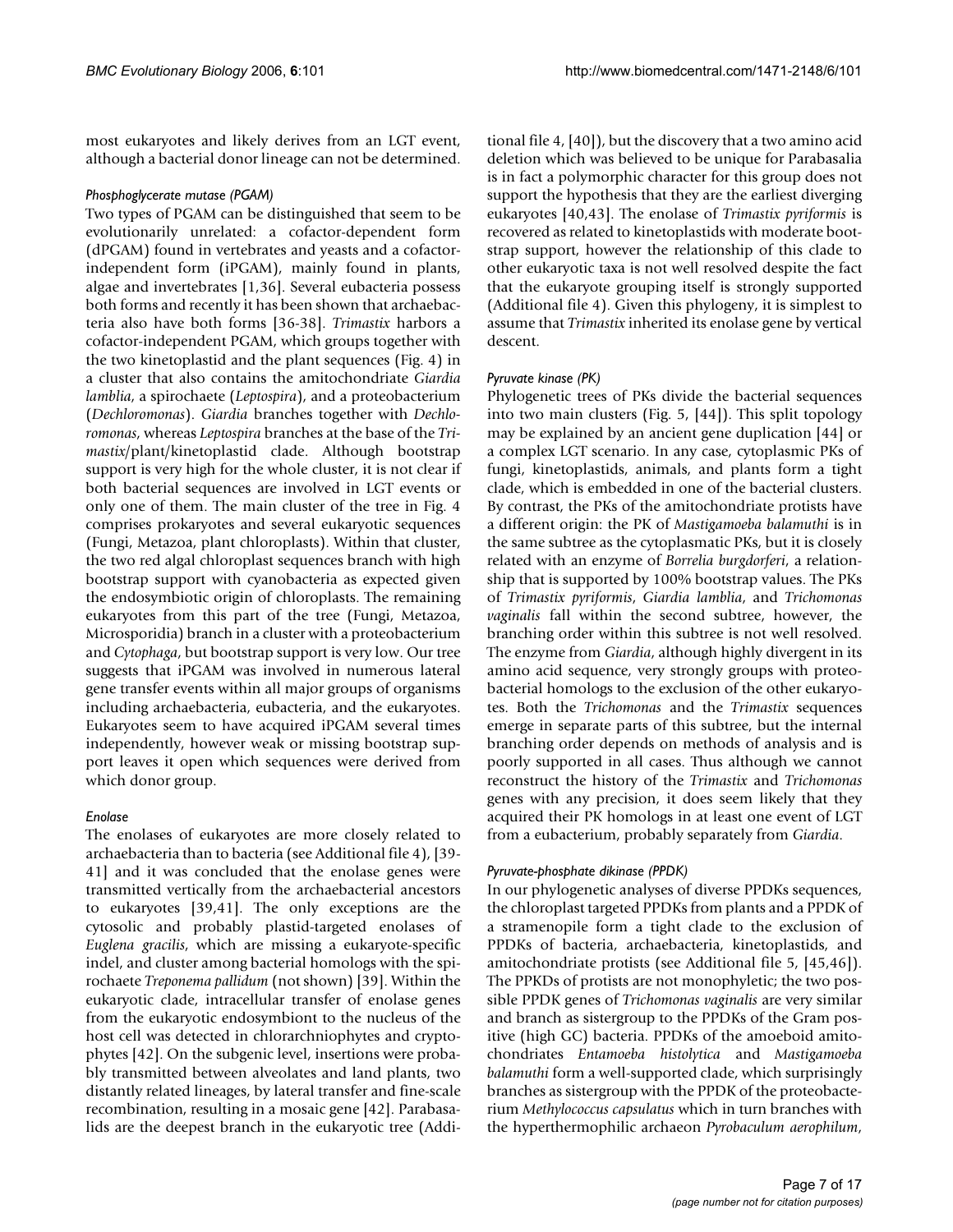most eukaryotes and likely derives from an LGT event, although a bacterial donor lineage can not be determined.

#### *Phosphoglycerate mutase (PGAM)*

Two types of PGAM can be distinguished that seem to be evolutionarily unrelated: a cofactor-dependent form (dPGAM) found in vertebrates and yeasts and a cofactor-independent form (iPGAM), mainly found in plants, algae and invertebrates [1,36]. Several eubacteria possess both forms and recently it has been shown that archaebacteria also have both forms [36-38]. *Trimastix* harbors a cofactor-independent PGAM, which groups together with the two kinetoplastid and the plant sequences (Fig. 4) in a cluster that also contains the amitochondriate *Giardia lamblia*, a spirochaete (*Leptospira*), and a proteobacterium (*Dechloromonas*). *Giardia* branches together with *Dechloromonas*, whereas *Leptospira* branches at the base of the *Trimastix*/plant/kinetoplastid clade. Although bootstrap support is very high for the whole cluster, it is not clear if both bacterial sequences are involved in LGT events or only one of them. The main cluster of the tree in Fig. 4 comprises prokaryotes and several eukaryotic sequences (Fungi, Metazoa, plant chloroplasts). Within that cluster, the two red algal chloroplast sequences branch with high bootstrap support with cyanobacteria as expected given the endosymbiotic origin of chloroplasts. The remaining eukaryotes from this part of the tree (Fungi, Metazoa, Microsporidia) branch in a cluster with a proteobacterium and *Cytophaga*, but bootstrap support is very low. Our tree suggests that iPGAM was involved in numerous lateral gene transfer events within all major groups of organisms including archaebacteria, eubacteria, and the eukaryotes. Eukaryotes seem to have acquired iPGAM several times independently, however weak or missing bootstrap support leaves it open which sequences were derived from which donor group.

#### *Enolase*

The enolases of eukaryotes are more closely related to archaebacteria than to bacteria (see Additional file 4), [39-41] and it was concluded that the enolase genes were transmitted vertically from the archaebacterial ancestors to eukaryotes [39,41]. The only exceptions are the cytosolic and probably plastid-targeted enolases of *Euglena gracilis*, which are missing a eukaryote-specific indel, and cluster among bacterial homologs with the spirochaete *Treponema pallidum* (not shown) [39]. Within the eukaryotic clade, intracellular transfer of enolase genes from the eukaryotic endosymbiont to the nucleus of the host cell was detected in chlorarchniophytes and cryptophytes [42]. On the subgenic level, insertions were probably transmitted between alveolates and land plants, two distantly related lineages, by lateral transfer and fine-scale recombination, resulting in a mosaic gene [42]. Parabasalids are the deepest branch in the eukaryotic tree (Additional file 4, [40]), but the discovery that a two amino acid deletion which was believed to be unique for Parabasalia is in fact a polymorphic character for this group does not support the hypothesis that they are the earliest diverging eukaryotes [40,43]. The enolase of *Trimastix pyriformis* is recovered as related to kinetoplastids with moderate bootstrap support, however the relationship of this clade to other eukaryotic taxa is not well resolved despite the fact that the eukaryote grouping itself is strongly supported (Additional file 4). Given this phylogeny, it is simplest to assume that *Trimastix* inherited its enolase gene by vertical descent.

#### *Pyruvate kinase (PK)*

Phylogenetic trees of PKs divide the bacterial sequences into two main clusters (Fig. 5, [44]). This split topology may be explained by an ancient gene duplication [44] or a complex LGT scenario. In any case, cytoplasmic PKs of fungi, kinetoplastids, animals, and plants form a tight clade, which is embedded in one of the bacterial clusters. By contrast, the PKs of the amitochondriate protists have a different origin: the PK of *Mastigamoeba balamuthi* is in the same subtree as the cytoplasmatic PKs, but it is closely related with an enzyme of *Borrelia burgdorferi*, a relationship that is supported by 100% bootstrap values. The PKs of *Trimastix pyriformis*, *Giardia lamblia*, and *Trichomonas vaginalis* fall within the second subtree, however, the branching order within this subtree is not well resolved. The enzyme from *Giardia*, although highly divergent in its amino acid sequence, very strongly groups with proteobacterial homologs to the exclusion of the other eukaryotes. Both the *Trichomonas* and the *Trimastix* sequences emerge in separate parts of this subtree, but the internal branching order depends on methods of analysis and is poorly supported in all cases. Thus although we cannot reconstruct the history of the *Trimastix* and *Trichomonas* genes with any precision, it does seem likely that they acquired their PK homologs in at least one event of LGT from a eubacterium, probably separately from *Giardia*.

#### *Pyruvate-phosphate dikinase (PPDK)*

In our phylogenetic analyses of diverse PPDKs sequences, the chloroplast targeted PPDKs from plants and a PPDK of a stramenopile form a tight clade to the exclusion of PPDKs of bacteria, archaebacteria, kinetoplastids, and amitochondriate protists (see Additional file 5, [45,46]). The PPKDs of protists are not monophyletic; the two possible PPDK genes of *Trichomonas vaginalis* are very similar and branch as sistergroup to the PPDKs of the Gram positive (high GC) bacteria. PPDKs of the amoeboid amitochondriates *Entamoeba histolytica* and *Mastigamoeba balamuthi* form a well-supported clade, which surprisingly branches as sistergroup with the PPDK of the proteobacterium *Methylococcus capsulatus* which in turn branches with the hyperthermophilic archaeon *Pyrobaculum aerophilum*,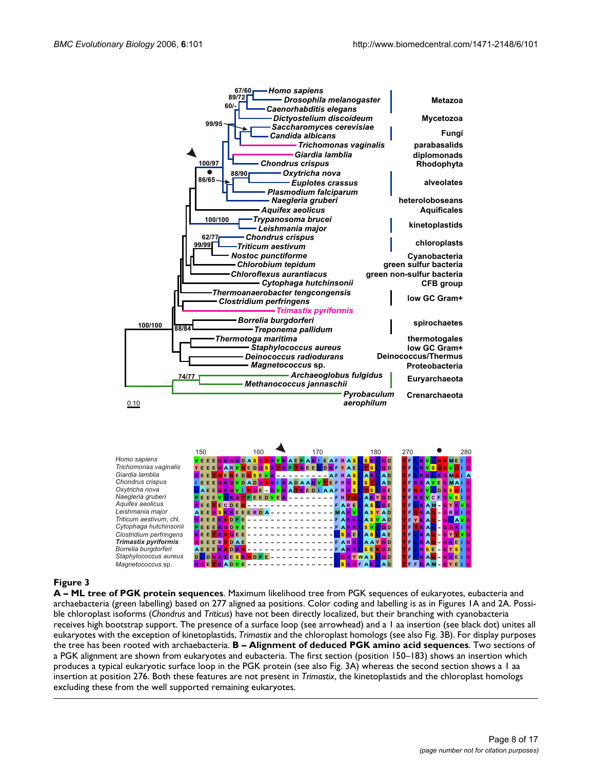**Figure 3**

**A – ML tree of PGK protein sequences**. Maximum likelihood tree from PGK sequences of eukaryotes, eubacteria and archaebacteria (green labelling) based on 277 aligned aa positions. Color coding and labelling is as in Figures 1A and 2A. Possible chloroplast isoforms (*Chondrus* and *Triticus*) have not been directly localized, but their branching with cyanobacteria receives high bootstrap support. The presence of a surface loop (see arrowhead) and a 1 aa insertion (see black dot) unites all eukaryotes with the exception of kinetoplastids, *Trimastix* and the chloroplast homologs (see also Fig. 3B). For display purposes the tree has been rooted with archaebacteria. **B – Alignment of deduced PGK amino acid sequences**. Two sections of a PGK alignment are shown from eukaryotes and eubacteria. The first section (position 150–183) shows an insertion which produces a typical eukaryotic surface loop in the PGK protein (see also Fig. 3A) whereas the second section shows a 1 aa insertion at position 276. Both these features are not present in *Trimastix*, the kinetoplastids and the chloroplast homologs excluding these from the well supported remaining eukaryotes.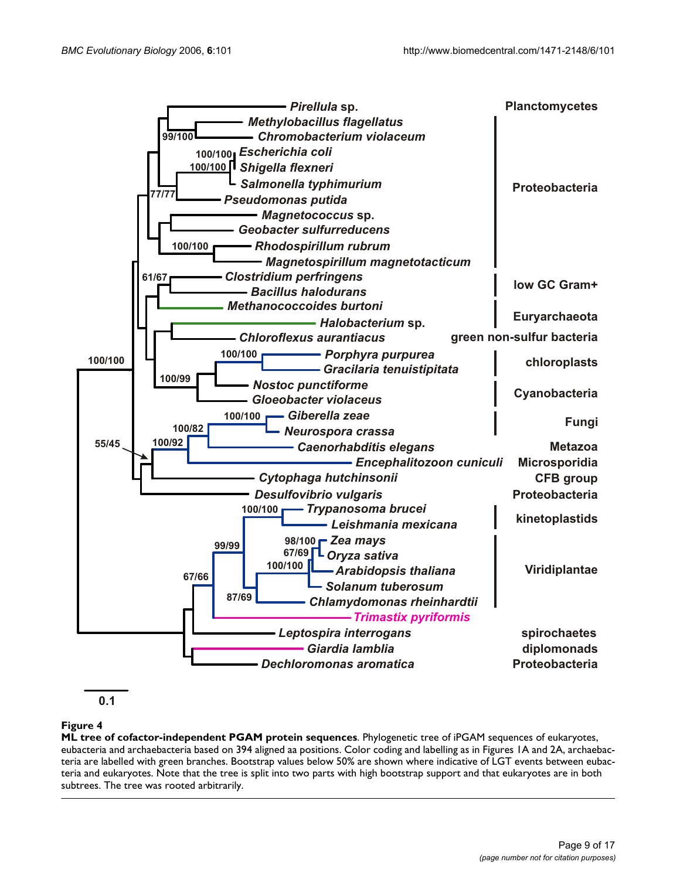**Figure 4**

**ML tree of cofactor-independent PGAM protein sequences**. Phylogenetic tree of iPGAM sequences of eukaryotes, eubacteria and archaebacteria based on 394 aligned aa positions. Color coding and labelling as in Figures 1A and 2A, archaebacteria are labelled with green branches. Bootstrap values below 50% are shown where indicative of LGT events between eubacteria and eukaryotes. Note that the tree is split into two parts with high bootstrap support and that eukaryotes are in both subtrees. The tree was rooted arbitrarily.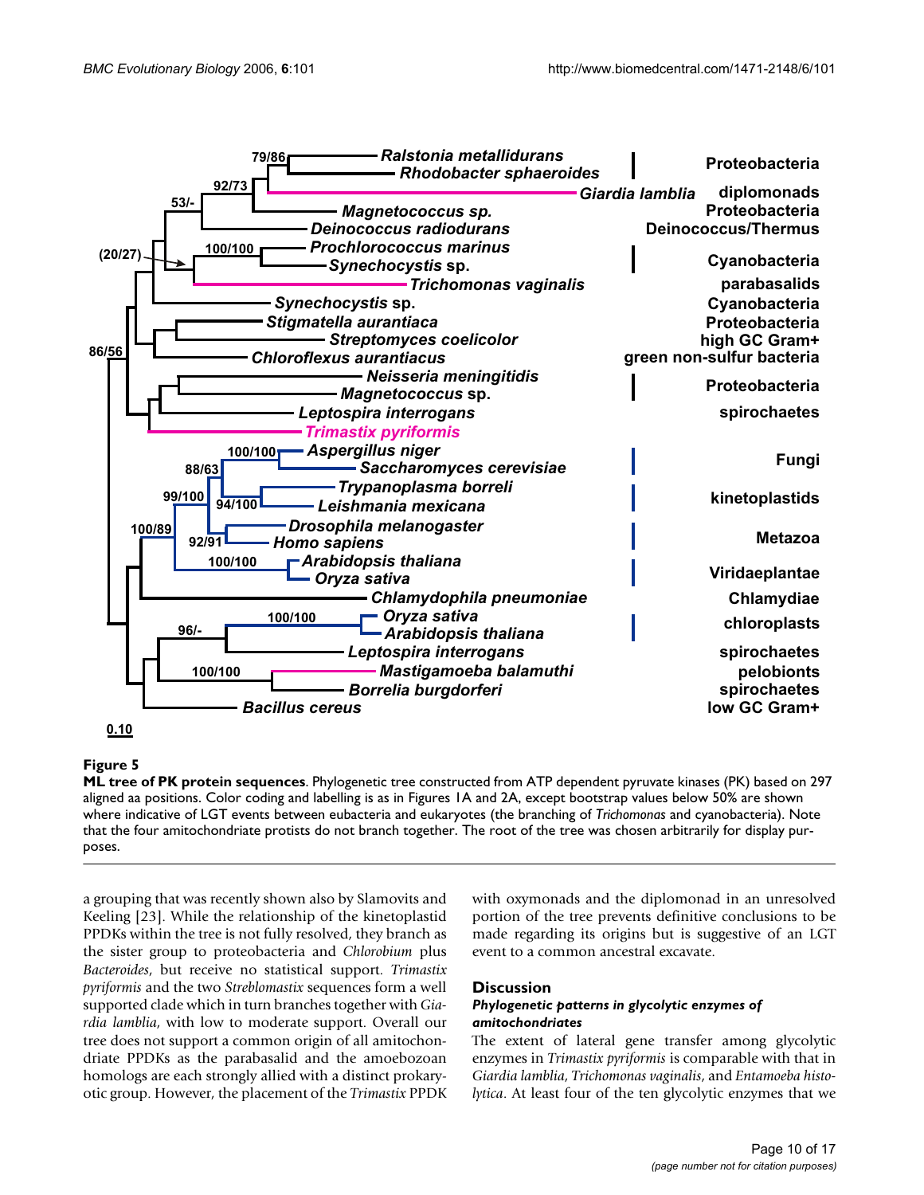**Figure 5**

**ML tree of PK protein sequences**. Phylogenetic tree constructed from ATP dependent pyruvate kinases (PK) based on 297 aligned aa positions. Color coding and labelling is as in Figures 1A and 2A, except bootstrap values below 50% are shown where indicative of LGT events between eubacteria and eukaryotes (the branching of *Trichomonas* and cyanobacteria). Note that the four amitochondriate protists do not branch together. The root of the tree was chosen arbitrarily for display purposes.

a grouping that was recently shown also by Slamovits and Keeling [23]. While the relationship of the kinetoplastid PPDKs within the tree is not fully resolved, they branch as the sister group to proteobacteria and *Chlorobium* plus *Bacteroides*, but receive no statistical support. *Trimastix pyriformis* and the two *Streblomastix* sequences form a well supported clade which in turn branches together with *Giardia lamblia*, with low to moderate support. Overall our tree does not support a common origin of all amitochondriate PPDKs as the parabasalid and the amoebozoan homologs are each strongly allied with a distinct prokaryotic group. However, the placement of the *Trimastix* PPDK with oxymonads and the diplomonad in an unresolved portion of the tree prevents definitive conclusions to be made regarding its origins but is suggestive of an LGT event to a common ancestral excavate.

## Discussion

### *Phylogenetic patterns in glycolytic enzymes of amitochondriates*

The extent of lateral gene transfer among glycolytic enzymes in *Trimastix pyriformis* is comparable with that in *Giardia lamblia*, *Trichomonas vaginalis*, and *Entamoeba histolytica*. At least four of the ten glycolytic enzymes that we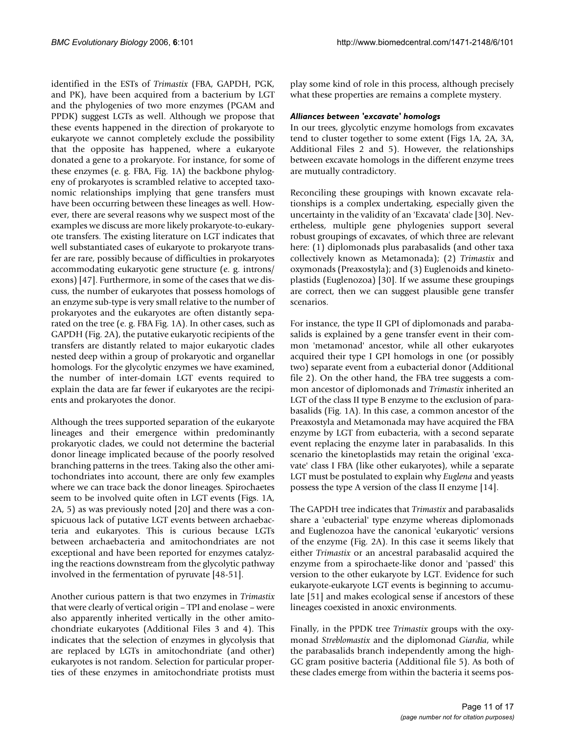identified in the ESTs of *Trimastix* (FBA, GAPDH, PGK, and PK), have been acquired from a bacterium by LGT and the phylogenies of two more enzymes (PGAM and PPDK) suggest LGTs as well. Although we propose that these events happened in the direction of prokaryote to eukaryote we cannot completely exclude the possibility that the opposite has happened, where a eukaryote donated a gene to a prokaryote. For instance, for some of these enzymes (e. g. FBA, Fig. 1A) the backbone phylogeny of prokaryotes is scrambled relative to accepted taxonomic relationships implying that gene transfers must have been occurring between these lineages as well. However, there are several reasons why we suspect most of the examples we discuss are more likely prokaryote-to-eukaryote transfers. The existing literature on LGT indicates that well substantiated cases of eukaryote to prokaryote transfer are rare, possibly because of difficulties in prokaryotes accommodating eukaryotic gene structure (e. g. introns/exons) [47]. Furthermore, in some of the cases that we discuss, the number of eukaryotes that possess homologs of an enzyme sub-type is very small relative to the number of prokaryotes and the eukaryotes are often distantly separated on the tree (e. g. FBA Fig. 1A). In other cases, such as GAPDH (Fig. 2A), the putative eukaryotic recipients of the transfers are distantly related to major eukaryotic clades nested deep within a group of prokaryotic and organellar homologs. For the glycolytic enzymes we have examined, the number of inter-domain LGT events required to explain the data are far fewer if eukaryotes are the recipients and prokaryotes the donor.

Although the trees supported separation of the eukaryote lineages and their emergence within predominantly prokaryotic clades, we could not determine the bacterial donor lineage implicated because of the poorly resolved branching patterns in the trees. Taking also the other amitochondriates into account, there are only few examples where we can trace back the donor lineages. Spirochaetes seem to be involved quite often in LGT events (Figs. 1A, 2A, 5) as was previously noted [20] and there was a conspicuous lack of putative LGT events between archaebacteria and eukaryotes. This is curious because LGTs between archaebacteria and amitochondriates are not exceptional and have been reported for enzymes catalyzing the reactions downstream from the glycolytic pathway involved in the fermentation of pyruvate [48-51].

Another curious pattern is that two enzymes in *Trimastix* that were clearly of vertical origin – TPI and enolase – were also apparently inherited vertically in the other amitochondriate eukaryotes (Additional Files 3 and 4). This indicates that the selection of enzymes in glycolysis that are replaced by LGTs in amitochondriate (and other) eukaryotes is not random. Selection for particular properties of these enzymes in amitochondriate protists must play some kind of role in this process, although precisely what these properties are remains a complete mystery.

#### *Alliances between 'excavate' homologs*

In our trees, glycolytic enzyme homologs from excavates tend to cluster together to some extent (Figs 1A, 2A, 3A, Additional Files 2 and 5). However, the relationships between excavate homologs in the different enzyme trees are mutually contradictory.

Reconciling these groupings with known excavate relationships is a complex undertaking, especially given the uncertainty in the validity of an 'Excavata' clade [30]. Nevertheless, multiple gene phylogenies support several robust groupings of excavates, of which three are relevant here: (1) diplomonads plus parabasalids (and other taxa collectively known as Metamonada); (2) *Trimastix* and oxymonads (Preaxostyla); and (3) Euglenoids and kinetoplastids (Euglenozoa) [30]. If we assume these groupings are correct, then we can suggest plausible gene transfer scenarios.

For instance, the type II GPI of diplomonads and parabasalids is explained by a gene transfer event in their common 'metamonad' ancestor, while all other eukaryotes acquired their type I GPI homologs in one (or possibly two) separate event from a eubacterial donor (Additional file 2). On the other hand, the FBA tree suggests a common ancestor of diplomonads and *Trimastix* inherited an LGT of the class II type B enzyme to the exclusion of parabasalids (Fig. 1A). In this case, a common ancestor of the Preaxostyla and Metamonada may have acquired the FBA enzyme by LGT from eubacteria, with a second separate event replacing the enzyme later in parabasalids. In this scenario the kinetoplastids may retain the original 'excavate' class I FBA (like other eukaryotes), while a separate LGT must be postulated to explain why *Euglena* and yeasts possess the type A version of the class II enzyme [14].

The GAPDH tree indicates that *Trimastix* and parabasalids share a 'eubacterial' type enzyme whereas diplomonads and Euglenozoa have the canonical 'eukaryotic' versions of the enzyme (Fig. 2A). In this case it seems likely that either *Trimastix* or an ancestral parabasalid acquired the enzyme from a spirochaete-like donor and 'passed' this version to the other eukaryote by LGT. Evidence for such eukaryote-eukaryote LGT events is beginning to accumulate [51] and makes ecological sense if ancestors of these lineages coexisted in anoxic environments.

Finally, in the PPDK tree *Trimastix* groups with the oxymonad *Streblomastix* and the diplomonad *Giardia*, while the parabasalids branch independently among the high-GC gram positive bacteria (Additional file 5). As both of these clades emerge from within the bacteria it seems pos-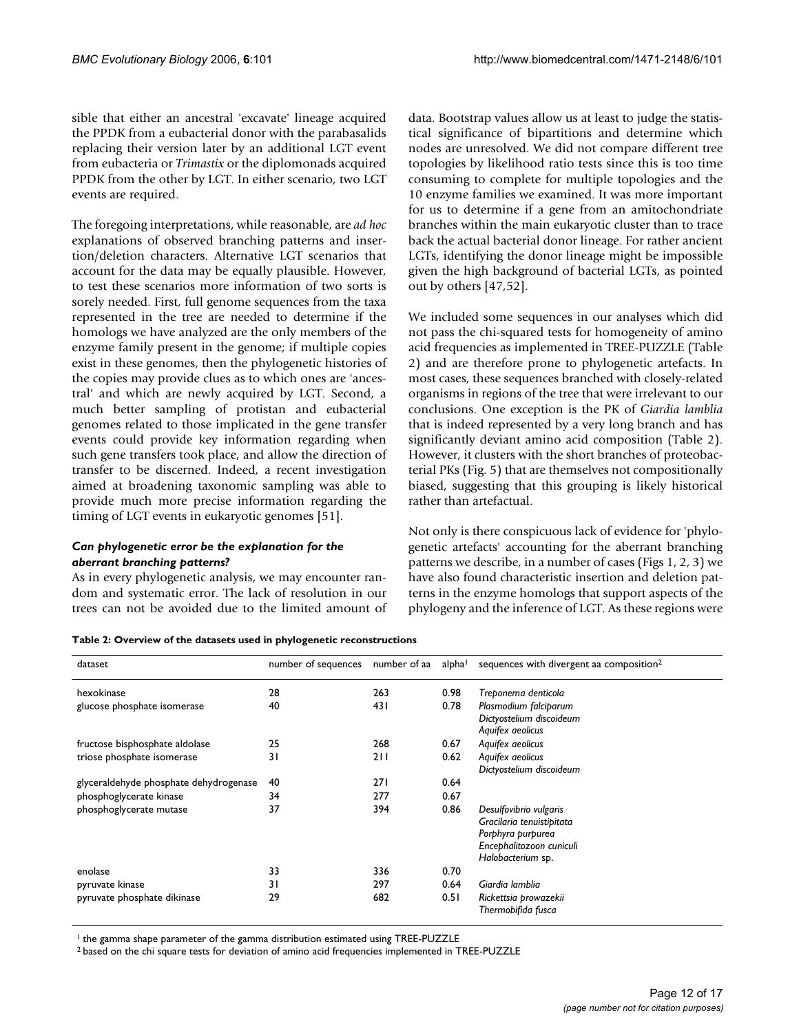sible that either an ancestral 'excavate' lineage acquired the PPDK from a eubacterial donor with the parabasalids replacing their version later by an additional LGT event from eubacteria or *Trimastix* or the diplomonads acquired PPDK from the other by LGT. In either scenario, two LGT events are required.

The foregoing interpretations, while reasonable, are *ad hoc* explanations of observed branching patterns and insertion/deletion characters. Alternative LGT scenarios that account for the data may be equally plausible. However, to test these scenarios more information of two sorts is sorely needed. First, full genome sequences from the taxa represented in the tree are needed to determine if the homologs we have analyzed are the only members of the enzyme family present in the genome; if multiple copies exist in these genomes, then the phylogenetic histories of the copies may provide clues as to which ones are 'ancestral' and which are newly acquired by LGT. Second, a much better sampling of protistan and eubacterial genomes related to those implicated in the gene transfer events could provide key information regarding when such gene transfers took place, and allow the direction of transfer to be discerned. Indeed, a recent investigation aimed at broadening taxonomic sampling was able to provide much more precise information regarding the timing of LGT events in eukaryotic genomes [51].

### *Can phylogenetic error be the explanation for the aberrant branching patterns?*

As in every phylogenetic analysis, we may encounter random and systematic error. The lack of resolution in our trees can not be avoided due to the limited amount of data. Bootstrap values allow us at least to judge the statistical significance of bipartitions and determine which nodes are unresolved. We did not compare different tree topologies by likelihood ratio tests since this is too time consuming to complete for multiple topologies and the 10 enzyme families we examined. It was more important for us to determine if a gene from an amitochondriate branches within the main eukaryotic cluster than to trace back the actual bacterial donor lineage. For rather ancient LGTs, identifying the donor lineage might be impossible given the high background of bacterial LGTs, as pointed out by others [47,52].

We included some sequences in our analyses which did not pass the chi-squared tests for homogeneity of amino acid frequencies as implemented in TREE-PUZZLE (Table 2) and are therefore prone to phylogenetic artefacts. In most cases, these sequences branched with closely-related organisms in regions of the tree that were irrelevant to our conclusions. One exception is the PK of *Giardia lamblia* that is indeed represented by a very long branch and has significantly deviant amino acid composition (Table 2). However, it clusters with the short branches of proteobacterial PKs (Fig. 5) that are themselves not compositionally biased, suggesting that this grouping is likely historical rather than artefactual.

Not only is there conspicuous lack of evidence for 'phylogenetic artefacts' accounting for the aberrant branching patterns we describe, in a number of cases (Figs 1, 2, 3) we have also found characteristic insertion and deletion patterns in the enzyme homologs that support aspects of the phylogeny and the inference of LGT. As these regions were

**Table 2: Overview of the datasets used in phylogenetic reconstructions**

| dataset | number of sequences | number of aa | alpha[1] | sequences with divergent aa composition[2] |
|---|---|---|---|---|
| hexokinase | 28 | 263 | 0.98 | *Treponema denticola* |
| glucose phosphate isomerase | 40 | 431 | 0.78 | *Plasmodium falciparum*<br>*Dictyostelium discoideum*<br>*Aquifex aeolicus* |
| fructose bisphosphate aldolase | 25 | 268 | 0.67 | *Aquifex aeolicus* |
| triose phosphate isomerase | 31 | 211 | 0.62 | *Aquifex aeolicus*<br>*Dictyostelium discoideum* |
| glyceraldehyde phosphate dehydrogenase | 40 | 271 | 0.64 | |
| phosphoglycerate kinase | 34 | 277 | 0.67 | |
| phosphoglycerate mutase | 37 | 394 | 0.86 | *Desulfovibrio vulgaris*<br>*Gracilaria tenuistipitata*<br>*Porphyra purpurea*<br>*Encephalitozoon cuniculi*<br>*Halobacterium* sp. |
| enolase | 33 | 336 | 0.70 | |
| pyruvate kinase | 31 | 297 | 0.64 | *Giardia lamblia* |
| pyruvate phosphate dikinase | 29 | 682 | 0.51 | *Rickettsia prowazekii*<br>*Thermobifida fusca* |

[1] the gamma shape parameter of the gamma distribution estimated using TREE-PUZZLE
[2] based on the chi square tests for deviation of amino acid frequencies implemented in TREE-PUZZLE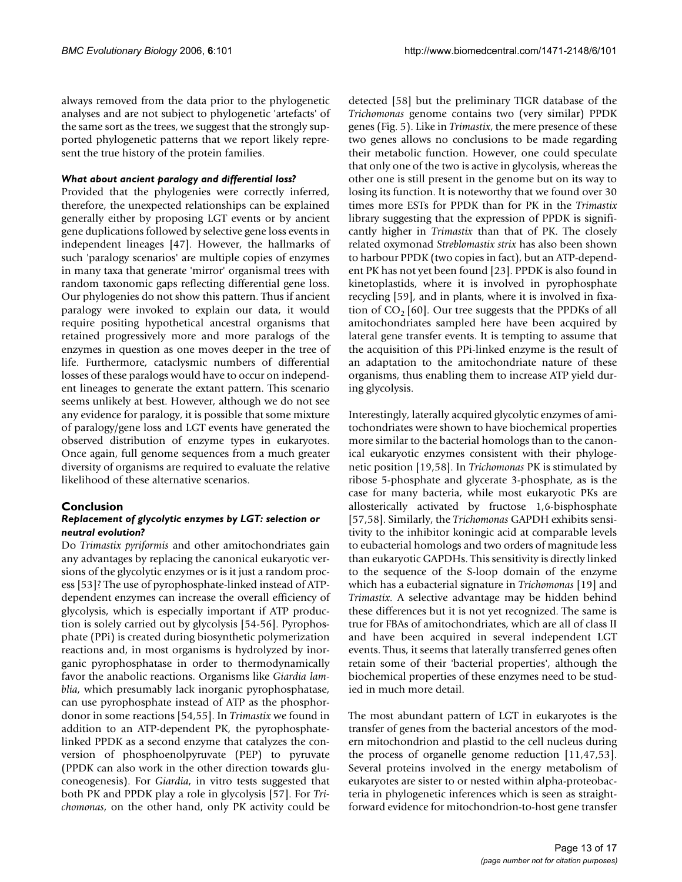always removed from the data prior to the phylogenetic analyses and are not subject to phylogenetic 'artefacts' of the same sort as the trees, we suggest that the strongly supported phylogenetic patterns that we report likely represent the true history of the protein families.

### *What about ancient paralogy and differential loss?*

Provided that the phylogenies were correctly inferred, therefore, the unexpected relationships can be explained generally either by proposing LGT events or by ancient gene duplications followed by selective gene loss events in independent lineages [47]. However, the hallmarks of such 'paralogy scenarios' are multiple copies of enzymes in many taxa that generate 'mirror' organismal trees with random taxonomic gaps reflecting differential gene loss. Our phylogenies do not show this pattern. Thus if ancient paralogy were invoked to explain our data, it would require positing hypothetical ancestral organisms that retained progressively more and more paralogs of the enzymes in question as one moves deeper in the tree of life. Furthermore, cataclysmic numbers of differential losses of these paralogs would have to occur on independent lineages to generate the extant pattern. This scenario seems unlikely at best. However, although we do not see any evidence for paralogy, it is possible that some mixture of paralogy/gene loss and LGT events have generated the observed distribution of enzyme types in eukaryotes. Once again, full genome sequences from a much greater diversity of organisms are required to evaluate the relative likelihood of these alternative scenarios.

## Conclusion

### *Replacement of glycolytic enzymes by LGT: selection or neutral evolution?*

Do *Trimastix pyriformis* and other amitochondriates gain any advantages by replacing the canonical eukaryotic versions of the glycolytic enzymes or is it just a random process [53]? The use of pyrophosphate-linked instead of ATP-dependent enzymes can increase the overall efficiency of glycolysis, which is especially important if ATP production is solely carried out by glycolysis [54-56]. Pyrophosphate (PPi) is created during biosynthetic polymerization reactions and, in most organisms is hydrolyzed by inorganic pyrophosphatase in order to thermodynamically favor the anabolic reactions. Organisms like *Giardia lamblia*, which presumably lack inorganic pyrophosphatase, can use pyrophosphate instead of ATP as the phosphordonor in some reactions [54,55]. In *Trimastix* we found in addition to an ATP-dependent PK, the pyrophosphate-linked PPDK as a second enzyme that catalyzes the conversion of phosphoenolpyruvate (PEP) to pyruvate (PPDK can also work in the other direction towards gluconeogenesis). For *Giardia*, in vitro tests suggested that both PK and PPDK play a role in glycolysis [57]. For *Trichomonas*, on the other hand, only PK activity could be detected [58] but the preliminary TIGR database of the *Trichomonas* genome contains two (very similar) PPDK genes (Fig. 5). Like in *Trimastix*, the mere presence of these two genes allows no conclusions to be made regarding their metabolic function. However, one could speculate that only one of the two is active in glycolysis, whereas the other one is still present in the genome but on its way to losing its function. It is noteworthy that we found over 30 times more ESTs for PPDK than for PK in the *Trimastix* library suggesting that the expression of PPDK is significantly higher in *Trimastix* than that of PK. The closely related oxymonad *Streblomastix strix* has also been shown to harbour PPDK (two copies in fact), but an ATP-dependent PK has not yet been found [23]. PPDK is also found in kinetoplastids, where it is involved in pyrophosphate recycling [59], and in plants, where it is involved in fixation of $CO_2$ [60]. Our tree suggests that the PPDKs of all amitochondriates sampled here have been acquired by lateral gene transfer events. It is tempting to assume that the acquisition of this PPi-linked enzyme is the result of an adaptation to the amitochondriate nature of these organisms, thus enabling them to increase ATP yield during glycolysis.

Interestingly, laterally acquired glycolytic enzymes of amitochondriates were shown to have biochemical properties more similar to the bacterial homologs than to the canonical eukaryotic enzymes consistent with their phylogenetic position [19,58]. In *Trichomonas* PK is stimulated by ribose 5-phosphate and glycerate 3-phosphate, as is the case for many bacteria, while most eukaryotic PKs are allosterically activated by fructose 1,6-bisphosphate [57,58]. Similarly, the *Trichomonas* GAPDH exhibits sensitivity to the inhibitor koningic acid at comparable levels to eubacterial homologs and two orders of magnitude less than eukaryotic GAPDHs. This sensitivity is directly linked to the sequence of the S-loop domain of the enzyme which has a eubacterial signature in *Trichomonas* [19] and *Trimastix*. A selective advantage may be hidden behind these differences but it is not yet recognized. The same is true for FBAs of amitochondriates, which are all of class II and have been acquired in several independent LGT events. Thus, it seems that laterally transferred genes often retain some of their 'bacterial properties', although the biochemical properties of these enzymes need to be studied in much more detail.

The most abundant pattern of LGT in eukaryotes is the transfer of genes from the bacterial ancestors of the modern mitochondrion and plastid to the cell nucleus during the process of organelle genome reduction [11,47,53]. Several proteins involved in the energy metabolism of eukaryotes are sister to or nested within alpha-proteobacteria in phylogenetic inferences which is seen as straightforward evidence for mitochondrion-to-host gene transfer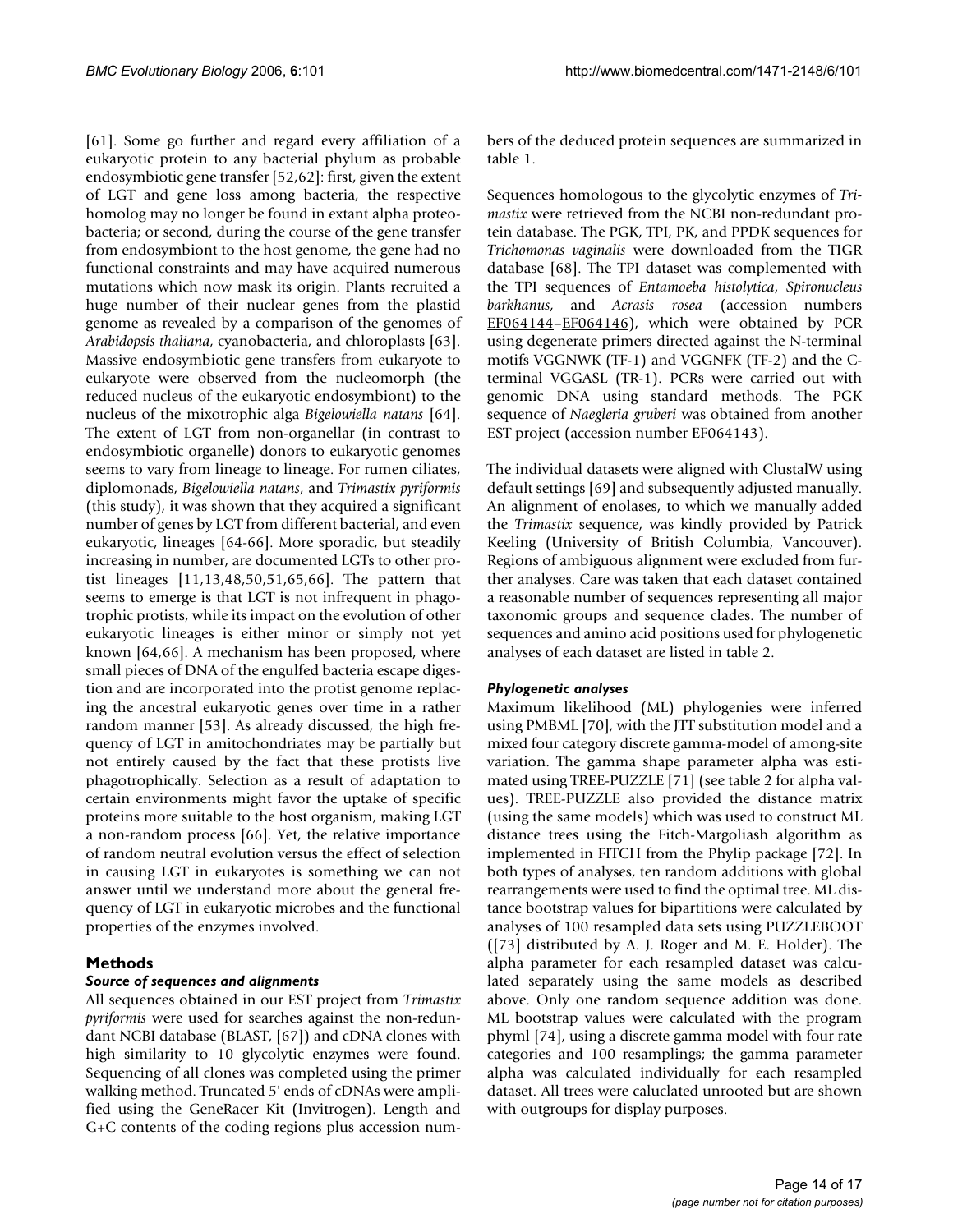[61]. Some go further and regard every affiliation of a eukaryotic protein to any bacterial phylum as probable endosymbiotic gene transfer [52,62]: first, given the extent of LGT and gene loss among bacteria, the respective homolog may no longer be found in extant alpha proteobacteria; or second, during the course of the gene transfer from endosymbiont to the host genome, the gene had no functional constraints and may have acquired numerous mutations which now mask its origin. Plants recruited a huge number of their nuclear genes from the plastid genome as revealed by a comparison of the genomes of *Arabidopsis thaliana*, cyanobacteria, and chloroplasts [63]. Massive endosymbiotic gene transfers from eukaryote to eukaryote were observed from the nucleomorph (the reduced nucleus of the eukaryotic endosymbiont) to the nucleus of the mixotrophic alga *Bigelowiella natans* [64]. The extent of LGT from non-organellar (in contrast to endosymbiotic organelle) donors to eukaryotic genomes seems to vary from lineage to lineage. For rumen ciliates, diplomonads, *Bigelowiella natans*, and *Trimastix pyriformis* (this study), it was shown that they acquired a significant number of genes by LGT from different bacterial, and even eukaryotic, lineages [64-66]. More sporadic, but steadily increasing in number, are documented LGTs to other protist lineages [11,13,48,50,51,65,66]. The pattern that seems to emerge is that LGT is not infrequent in phagotrophic protists, while its impact on the evolution of other eukaryotic lineages is either minor or simply not yet known [64,66]. A mechanism has been proposed, where small pieces of DNA of the engulfed bacteria escape digestion and are incorporated into the protist genome replacing the ancestral eukaryotic genes over time in a rather random manner [53]. As already discussed, the high frequency of LGT in amitochondriates may be partially but not entirely caused by the fact that these protists live phagotrophically. Selection as a result of adaptation to certain environments might favor the uptake of specific proteins more suitable to the host organism, making LGT a non-random process [66]. Yet, the relative importance of random neutral evolution versus the effect of selection in causing LGT in eukaryotes is something we can not answer until we understand more about the general frequency of LGT in eukaryotic microbes and the functional properties of the enzymes involved.

## Methods

### Source of sequences and alignments

All sequences obtained in our EST project from *Trimastix pyriformis* were used for searches against the non-redundant NCBI database (BLAST, [67]) and cDNA clones with high similarity to 10 glycolytic enzymes were found. Sequencing of all clones was completed using the primer walking method. Truncated 5' ends of cDNAs were amplified using the GeneRacer Kit (Invitrogen). Length and G+C contents of the coding regions plus accession numbers of the deduced protein sequences are summarized in table 1.

Sequences homologous to the glycolytic enzymes of *Trimastix* were retrieved from the NCBI non-redundant protein database. The PGK, TPI, PK, and PPDK sequences for *Trichomonas vaginalis* were downloaded from the TIGR database [68]. The TPI dataset was complemented with the TPI sequences of *Entamoeba histolytica*, *Spironucleus barkhanus*, and *Acrasis rosea* (accession numbers EF064144–EF064146), which were obtained by PCR using degenerate primers directed against the N-terminal motifs VGGNWK (TF-1) and VGGNFK (TF-2) and the C-terminal VGGASL (TR-1). PCRs were carried out with genomic DNA using standard methods. The PGK sequence of *Naegleria gruberi* was obtained from another EST project (accession number EF064143).

The individual datasets were aligned with ClustalW using default settings [69] and subsequently adjusted manually. An alignment of enolases, to which we manually added the *Trimastix* sequence, was kindly provided by Patrick Keeling (University of British Columbia, Vancouver). Regions of ambiguous alignment were excluded from further analyses. Care was taken that each dataset contained a reasonable number of sequences representing all major taxonomic groups and sequence clades. The number of sequences and amino acid positions used for phylogenetic analyses of each dataset are listed in table 2.

### Phylogenetic analyses

Maximum likelihood (ML) phylogenies were inferred using PMBML [70], with the JTT substitution model and a mixed four category discrete gamma-model of among-site variation. The gamma shape parameter alpha was estimated using TREE-PUZZLE [71] (see table 2 for alpha values). TREE-PUZZLE also provided the distance matrix (using the same models) which was used to construct ML distance trees using the Fitch-Margoliash algorithm as implemented in FITCH from the Phylip package [72]. In both types of analyses, ten random additions with global rearrangements were used to find the optimal tree. ML distance bootstrap values for bipartitions were calculated by analyses of 100 resampled data sets using PUZZLEBOOT ([73] distributed by A. J. Roger and M. E. Holder). The alpha parameter for each resampled dataset was calculated separately using the same models as described above. Only one random sequence addition was done. ML bootstrap values were calculated with the program phyml [74], using a discrete gamma model with four rate categories and 100 resamplings; the gamma parameter alpha was calculated individually for each resampled dataset. All trees were caluclated unrooted but are shown with outgroups for display purposes.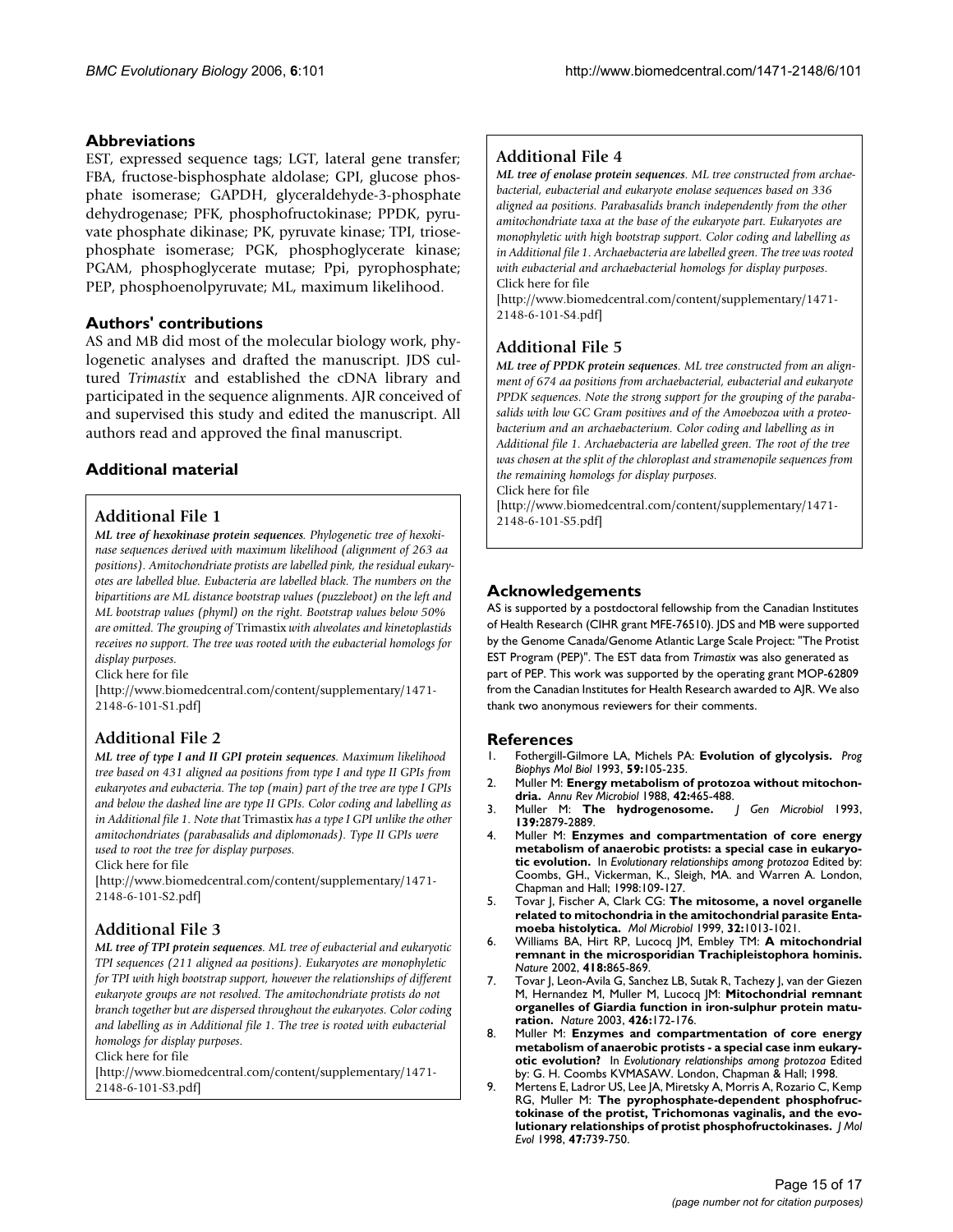## Abbreviations

EST, expressed sequence tags; LGT, lateral gene transfer; FBA, fructose-bisphosphate aldolase; GPI, glucose phosphate isomerase; GAPDH, glyceraldehyde-3-phosphate dehydrogenase; PFK, phosphofructokinase; PPDK, pyruvate phosphate dikinase; PK, pyruvate kinase; TPI, triosephosphate isomerase; PGK, phosphoglycerate kinase; PGAM, phosphoglycerate mutase; Ppi, pyrophosphate; PEP, phosphoenolpyruvate; ML, maximum likelihood.

## Authors' contributions

AS and MB did most of the molecular biology work, phylogenetic analyses and drafted the manuscript. JDS cultured *Trimastix* and established the cDNA library and participated in the sequence alignments. AJR conceived of and supervised this study and edited the manuscript. All authors read and approved the final manuscript.

## Additional material

### Additional File 1

***ML tree of hexokinase protein sequences***. *Phylogenetic tree of hexokinase sequences derived with maximum likelihood (alignment of 263 aa positions). Amitochondriate protists are labelled pink, the residual eukaryotes are labelled blue. Eubacteria are labelled black. The numbers on the bipartitions are ML distance bootstrap values (puzzleboot) on the left and ML bootstrap values (phyml) on the right. Bootstrap values below 50% are omitted. The grouping of* Trimastix *with alveolates and kinetoplastids receives no support. The tree was rooted with the eubacterial homologs for display purposes.*

Click here for file

[http://www.biomedcentral.com/content/supplementary/1471-2148-6-101-S1.pdf]

### Additional File 2

***ML tree of type I and II GPI protein sequences***. *Maximum likelihood tree based on 431 aligned aa positions from type I and type II GPIs from eukaryotes and eubacteria. The top (main) part of the tree are type I GPIs and below the dashed line are type II GPIs. Color coding and labelling as in Additional file 1. Note that* Trimastix *has a type I GPI unlike the other amitochondriates (parabasalids and diplomonads). Type II GPIs were used to root the tree for display purposes.*

Click here for file

[http://www.biomedcentral.com/content/supplementary/1471-2148-6-101-S2.pdf]

### Additional File 3

***ML tree of TPI protein sequences***. *ML tree of eubacterial and eukaryotic TPI sequences (211 aligned aa positions). Eukaryotes are monophyletic for TPI with high bootstrap support, however the relationships of different eukaryote groups are not resolved. The amitochondriate protists do not branch together but are dispersed throughout the eukaryotes. Color coding and labelling as in Additional file 1. The tree is rooted with eubacterial homologs for display purposes.*

Click here for file

[http://www.biomedcentral.com/content/supplementary/1471-2148-6-101-S3.pdf]

### Additional File 4

***ML tree of enolase protein sequences***. *ML tree constructed from archaebacterial, eubacterial and eukaryote enolase sequences based on 336 aligned aa positions. Parabasalids branch independently from the other amitochondriate taxa at the base of the eukaryote part. Eukaryotes are monophyletic with high bootstrap support. Color coding and labelling as in Additional file 1. Archaebacteria are labelled green. The tree was rooted with eubacterial and archaebacterial homologs for display purposes.*

Click here for file

[http://www.biomedcentral.com/content/supplementary/1471-2148-6-101-S4.pdf]

### Additional File 5

***ML tree of PPDK protein sequences***. *ML tree constructed from an alignment of 674 aa positions from archaebacterial, eubacterial and eukaryote PPDK sequences. Note the strong support for the grouping of the parabasalids with low GC Gram positives and of the Amoebozoa with a proteobacterium and an archaebacterium. Color coding and labelling as in Additional file 1. Archaebacteria are labelled green. The root of the tree was chosen at the split of the chloroplast and stramenopile sequences from the remaining homologs for display purposes.*

Click here for file

[http://www.biomedcentral.com/content/supplementary/1471-2148-6-101-S5.pdf]

## Acknowledgements

AS is supported by a postdoctoral fellowship from the Canadian Institutes of Health Research (CIHR grant MFE-76510). JDS and MB were supported by the Genome Canada/Genome Atlantic Large Scale Project: "The Protist EST Program (PEP)". The EST data from *Trimastix* was also generated as part of PEP. This work was supported by the operating grant MOP-62809 from the Canadian Institutes for Health Research awarded to AJR. We also thank two anonymous reviewers for their comments.

## References

1. Fothergill-Gilmore LA, Michels PA: **Evolution of glycolysis.** *Prog Biophys Mol Biol* 1993, **59:**105-235.
2. Muller M: **Energy metabolism of protozoa without mitochondria.** *Annu Rev Microbiol* 1988, **42:**465-488.
3. Muller M: **The hydrogenosome.** *J Gen Microbiol* 1993, **139:**2879-2889.
4. Muller M: **Enzymes and compartmentation of core energy metabolism of anaerobic protists: a special case in eukaryotic evolution.** In *Evolutionary relationships among protozoa* Edited by: Coombs, GH., Vickerman, K., Sleigh, MA. and Warren A. London, Chapman and Hall; 1998:109-127.
5. Tovar J, Fischer A, Clark CG: **The mitosome, a novel organelle related to mitochondria in the amitochondrial parasite Entamoeba histolytica.** *Mol Microbiol* 1999, **32:**1013-1021.
6. Williams BA, Hirt RP, Lucocq JM, Embley TM: **A mitochondrial remnant in the microsporidian Trachipleistophora hominis.** *Nature* 2002, **418:**865-869.
7. Tovar J, Leon-Avila G, Sanchez LB, Sutak R, Tachezy J, van der Giezen M, Hernandez M, Muller M, Lucocq JM: **Mitochondrial remnant organelles of Giardia function in iron-sulphur protein maturation.** *Nature* 2003, **426:**172-176.
8. Muller M: **Enzymes and compartmentation of core energy metabolism of anaerobic protists - a special case inm eukaryotic evolution?** In *Evolutionary relationships among protozoa* Edited by: G. H. Coombs KVMASAW. London, Chapman & Hall; 1998.
9. Mertens E, Ladror US, Lee JA, Miretsky A, Morris A, Rozario C, Kemp RG, Muller M: **The pyrophosphate-dependent phosphofructokinase of the protist, Trichomonas vaginalis, and the evolutionary relationships of protist phosphofructokinases.** *J Mol Evol* 1998, **47:**739-750.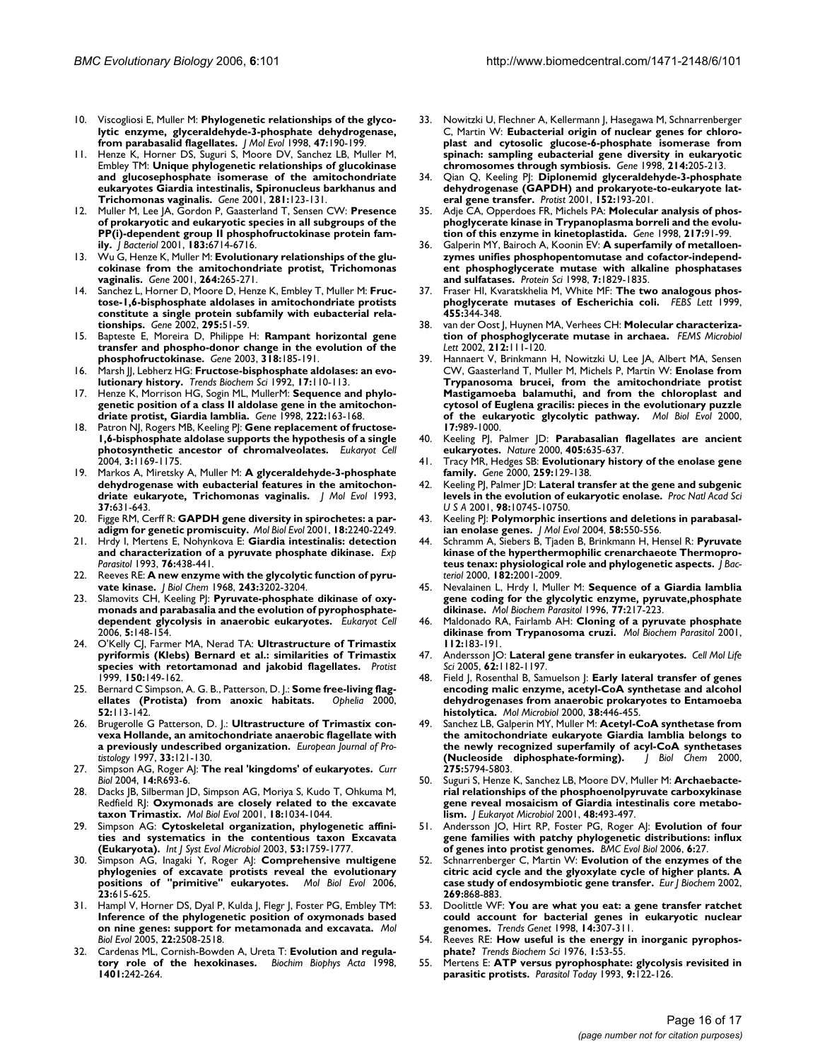10. Viscogliosi E, Muller M: **Phylogenetic relationships of the glycolytic enzyme, glyceraldehyde-3-phosphate dehydrogenase, from parabasalid flagellates.** *J Mol Evol* 1998, **47:**190-199.
11. Henze K, Horner DS, Suguri S, Moore DV, Sanchez LB, Muller M, Embley TM: **Unique phylogenetic relationships of glucokinase and glucosephosphate isomerase of the amitochondriate eukaryotes Giardia intestinalis, Spironucleus barkhanus and Trichomonas vaginalis.** *Gene* 2001, **281:**123-131.
12. Muller M, Lee JA, Gordon P, Gaasterland T, Sensen CW: **Presence of prokaryotic and eukaryotic species in all subgroups of the PP(i)-dependent group II phosphofructokinase protein family.** *J Bacteriol* 2001, **183:**6714-6716.
13. Wu G, Henze K, Muller M: **Evolutionary relationships of the glucokinase from the amitochondriate protist, Trichomonas vaginalis.** *Gene* 2001, **264:**265-271.
14. Sanchez L, Horner D, Moore D, Henze K, Embley T, Muller M: **Fructose-1,6-bisphosphate aldolases in amitochondriate protists constitute a single protein subfamily with eubacterial relationships.** *Gene* 2002, **295:**51-59.
15. Bapteste E, Moreira D, Philippe H: **Rampant horizontal gene transfer and phospho-donor change in the evolution of the phosphofructokinase.** *Gene* 2003, **318:**185-191.
16. Marsh JJ, Lebherz HG: **Fructose-bisphosphate aldolases: an evolutionary history.** *Trends Biochem Sci* 1992, **17:**110-113.
17. Henze K, Morrison HG, Sogin ML, MullerM: **Sequence and phylogenetic position of a class II aldolase gene in the amitochondriate protist, Giardia lamblia.** *Gene* 1998, **222:**163-168.
18. Patron NJ, Rogers MB, Keeling PJ: **Gene replacement of fructose-1,6-bisphosphate aldolase supports the hypothesis of a single photosynthetic ancestor of chromalveolates.** *Eukaryot Cell* 2004, **3:**1169-1175.
19. Markos A, Miretsky A, Muller M: **A glyceraldehyde-3-phosphate dehydrogenase with eubacterial features in the amitochondriate eukaryote, Trichomonas vaginalis.** *J Mol Evol* 1993, **37:**631-643.
20. Figge RM, Cerff R: **GAPDH gene diversity in spirochetes: a paradigm for genetic promiscuity.** *Mol Biol Evol* 2001, **18:**2240-2249.
21. Hrdy I, Mertens E, Nohynkova E: **Giardia intestinalis: detection and characterization of a pyruvate phosphate dikinase.** *Exp Parasitol* 1993, **76:**438-441.
22. Reeves RE: **A new enzyme with the glycolytic function of pyruvate kinase.** *J Biol Chem* 1968, **243:**3202-3204.
23. Slamovits CH, Keeling PJ: **Pyruvate-phosphate dikinase of oxymonads and parabasalia and the evolution of pyrophosphate-dependent glycolysis in anaerobic eukaryotes.** *Eukaryot Cell* 2006, **5:**148-154.
24. O'Kelly CJ, Farmer MA, Nerad TA: **Ultrastructure of Trimastix pyriformis (Klebs) Bernard et al.: similarities of Trimastix species with retortamonad and jakobid flagellates.** *Protist* 1999, **150:**149-162.
25. Bernard C Simpson, A. G. B., Patterson, D. J.: **Some free-living flagellates (Protista) from anoxic habitats.** *Ophelia* 2000, **52:**113-142.
26. Brugerolle G Patterson, D. J.: **Ultrastructure of Trimastix convexa Hollande, an amitochondriate anaerobic flagellate with a previously undescribed organization.** *European Journal of Protistology* 1997, **33:**121-130.
27. Simpson AG, Roger AJ: **The real 'kingdoms' of eukaryotes.** *Curr Biol* 2004, **14:**R693-6.
28. Dacks JB, Silberman JD, Simpson AG, Moriya S, Kudo T, Ohkuma M, Redfield RJ: **Oxymonads are closely related to the excavate taxon Trimastix.** *Mol Biol Evol* 2001, **18:**1034-1044.
29. Simpson AG: **Cytoskeletal organization, phylogenetic affinities and systematics in the contentious taxon Excavata (Eukaryota).** *Int J Syst Evol Microbiol* 2003, **53:**1759-1777.
30. Simpson AG, Inagaki Y, Roger AJ: **Comprehensive multigene phylogenies of excavate protists reveal the evolutionary positions of "primitive" eukaryotes.** *Mol Biol Evol* 2006, **23:**615-625.
31. Hampl V, Horner DS, Dyal P, Kulda J, Flegr J, Foster PG, Embley TM: **Inference of the phylogenetic position of oxymonads based on nine genes: support for metamonada and excavata.** *Mol Biol Evol* 2005, **22:**2508-2518.
32. Cardenas ML, Cornish-Bowden A, Ureta T: **Evolution and regulatory role of the hexokinases.** *Biochim Biophys Acta* 1998, **1401:**242-264.
33. Nowitzki U, Flechner A, Kellermann J, Hasegawa M, Schnarrenberger C, Martin W: **Eubacterial origin of nuclear genes for chloroplast and cytosolic glucose-6-phosphate isomerase from spinach: sampling eubacterial gene diversity in eukaryotic chromosomes through symbiosis.** *Gene* 1998, **214:**205-213.
34. Qian Q, Keeling PJ: **Diplonemid glyceraldehyde-3-phosphate dehydrogenase (GAPDH) and prokaryote-to-eukaryote lateral gene transfer.** *Protist* 2001, **152:**193-201.
35. Adje CA, Opperdoes FR, Michels PA: **Molecular analysis of phosphoglycerate kinase in Trypanoplasma borreli and the evolution of this enzyme in kinetoplastida.** *Gene* 1998, **217:**91-99.
36. Galperin MY, Bairoch A, Koonin EV: **A superfamily of metalloenzymes unifies phosphopentomutase and cofactor-independent phosphoglycerate mutase with alkaline phosphatases and sulfatases.** *Protein Sci* 1998, **7:**1829-1835.
37. Fraser HI, Kvaratskhelia M, White MF: **The two analogous phosphoglycerate mutases of Escherichia coli.** *FEBS Lett* 1999, **455:**344-348.
38. van der Oost J, Huynen MA, Verhees CH: **Molecular characterization of phosphoglycerate mutase in archaea.** *FEMS Microbiol Lett* 2002, **212:**111-120.
39. Hannaert V, Brinkmann H, Nowitzki U, Lee JA, Albert MA, Sensen CW, Gaasterland T, Muller M, Michels P, Martin W: **Enolase from Trypanosoma brucei, from the amitochondriate protist Mastigamoeba balamuthi, and from the chloroplast and cytosol of Euglena gracilis: pieces in the evolutionary puzzle of the eukaryotic glycolytic pathway.** *Mol Biol Evol* 2000, **17:**989-1000.
40. Keeling PJ, Palmer JD: **Parabasalian flagellates are ancient eukaryotes.** *Nature* 2000, **405:**635-637.
41. Tracy MR, Hedges SB: **Evolutionary history of the enolase gene family.** *Gene* 2000, **259:**129-138.
42. Keeling PJ, Palmer JD: **Lateral transfer at the gene and subgenic levels in the evolution of eukaryotic enolase.** *Proc Natl Acad Sci U S A* 2001, **98:**10745-10750.
43. Keeling PJ: **Polymorphic insertions and deletions in parabasalian enolase genes.** *J Mol Evol* 2004, **58:**550-556.
44. Schramm A, Siebers B, Tjaden B, Brinkmann H, Hensel R: **Pyruvate kinase of the hyperthermophilic crenarchaeote Thermoproteus tenax: physiological role and phylogenetic aspects.** *J Bacteriol* 2000, **182:**2001-2009.
45. Nevalainen L, Hrdy I, Muller M: **Sequence of a Giardia lamblia gene coding for the glycolytic enzyme, pyruvate,phosphate dikinase.** *Mol Biochem Parasitol* 1996, **77:**217-223.
46. Maldonado RA, Fairlamb AH: **Cloning of a pyruvate phosphate dikinase from Trypanosoma cruzi.** *Mol Biochem Parasitol* 2001, **112:**183-191.
47. Andersson JO: **Lateral gene transfer in eukaryotes.** *Cell Mol Life Sci* 2005, **62:**1182-1197.
48. Field J, Rosenthal B, Samuelson J: **Early lateral transfer of genes encoding malic enzyme, acetyl-CoA synthetase and alcohol dehydrogenases from anaerobic prokaryotes to Entamoeba histolytica.** *Mol Microbiol* 2000, **38:**446-455.
49. Sanchez LB, Galperin MY, Muller M: **Acetyl-CoA synthetase from the amitochondriate eukaryote Giardia lamblia belongs to the newly recognized superfamily of acyl-CoA synthetases (Nucleoside diphosphate-forming).** *J Biol Chem* 2000, **275:**5794-5803.
50. Suguri S, Henze K, Sanchez LB, Moore DV, Muller M: **Archaebacterial relationships of the phosphoenolpyruvate carboxykinase gene reveal mosaicism of Giardia intestinalis core metabolism.** *J Eukaryot Microbiol* 2001, **48:**493-497.
51. Andersson JO, Hirt RP, Foster PG, Roger AJ: **Evolution of four gene families with patchy phylogenetic distributions: influx of genes into protist genomes.** *BMC Evol Biol* 2006, **6:**27.
52. Schnarrenberger C, Martin W: **Evolution of the enzymes of the citric acid cycle and the glyoxylate cycle of higher plants. A case study of endosymbiotic gene transfer.** *Eur J Biochem* 2002, **269:**868-883.
53. Doolittle WF: **You are what you eat: a gene transfer ratchet could account for bacterial genes in eukaryotic nuclear genomes.** *Trends Genet* 1998, **14:**307-311.
54. Reeves RE: **How useful is the energy in inorganic pyrophosphate?** *Trends Biochem Sci* 1976, **1:**53-55.
55. Mertens E: **ATP versus pyrophosphate: glycolysis revisited in parasitic protists.** *Parasitol Today* 1993, **9:**122-126.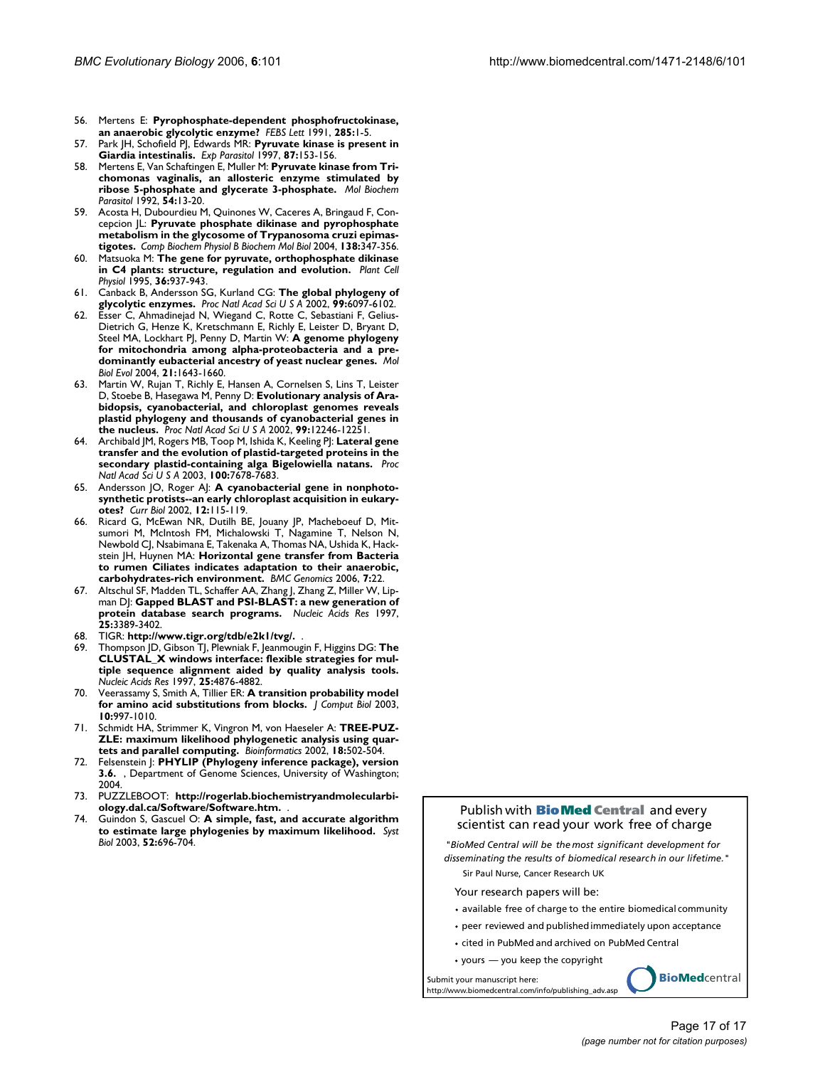56. Mertens E: **Pyrophosphate-dependent phosphofructokinase, an anaerobic glycolytic enzyme?** *FEBS Lett* 1991, **285:**1-5.
57. Park JH, Schofield PJ, Edwards MR: **Pyruvate kinase is present in Giardia intestinalis.** *Exp Parasitol* 1997, **87:**153-156.
58. Mertens E, Van Schaftingen E, Muller M: **Pyruvate kinase from Trichomonas vaginalis, an allosteric enzyme stimulated by ribose 5-phosphate and glycerate 3-phosphate.** *Mol Biochem Parasitol* 1992, **54:**13-20.
59. Acosta H, Dubourdieu M, Quinones W, Caceres A, Bringaud F, Concepcion JL: **Pyruvate phosphate dikinase and pyrophosphate metabolism in the glycosome of Trypanosoma cruzi epimastigotes.** *Comp Biochem Physiol B Biochem Mol Biol* 2004, **138:**347-356.
60. Matsuoka M: **The gene for pyruvate, orthophosphate dikinase in C4 plants: structure, regulation and evolution.** *Plant Cell Physiol* 1995, **36:**937-943.
61. Canback B, Andersson SG, Kurland CG: **The global phylogeny of glycolytic enzymes.** *Proc Natl Acad Sci U S A* 2002, **99:**6097-6102.
62. Esser C, Ahmadinejad N, Wiegand C, Rotte C, Sebastiani F, Gelius-Dietrich G, Henze K, Kretschmann E, Richly E, Leister D, Bryant D, Steel MA, Lockhart PJ, Penny D, Martin W: **A genome phylogeny for mitochondria among alpha-proteobacteria and a predominantly eubacterial ancestry of yeast nuclear genes.** *Mol Biol Evol* 2004, **21:**1643-1660.
63. Martin W, Rujan T, Richly E, Hansen A, Cornelsen S, Lins T, Leister D, Stoebe B, Hasegawa M, Penny D: **Evolutionary analysis of Arabidopsis, cyanobacterial, and chloroplast genomes reveals plastid phylogeny and thousands of cyanobacterial genes in the nucleus.** *Proc Natl Acad Sci U S A* 2002, **99:**12246-12251.
64. Archibald JM, Rogers MB, Toop M, Ishida K, Keeling PJ: **Lateral gene transfer and the evolution of plastid-targeted proteins in the secondary plastid-containing alga Bigelowiella natans.** *Proc Natl Acad Sci U S A* 2003, **100:**7678-7683.
65. Andersson JO, Roger AJ: **A cyanobacterial gene in nonphotosynthetic protists--an early chloroplast acquisition in eukaryotes?** *Curr Biol* 2002, **12:**115-119.
66. Ricard G, McEwan NR, Dutilh BE, Jouany JP, Macheboeuf D, Mitsumori M, McIntosh FM, Michalowski T, Nagamine T, Nelson N, Newbold CJ, Nsabimana E, Takenaka A, Thomas NA, Ushida K, Hackstein JH, Huynen MA: **Horizontal gene transfer from Bacteria to rumen Ciliates indicates adaptation to their anaerobic, carbohydrates-rich environment.** *BMC Genomics* 2006, **7:**22.
67. Altschul SF, Madden TL, Schaffer AA, Zhang J, Zhang Z, Miller W, Lipman DJ: **Gapped BLAST and PSI-BLAST: a new generation of protein database search programs.** *Nucleic Acids Res* 1997, **25:**3389-3402.
68. TIGR: **http://www.tigr.org/tdb/e2k1/tvg/.** .
69. Thompson JD, Gibson TJ, Plewniak F, Jeanmougin F, Higgins DG: **The CLUSTAL_X windows interface: flexible strategies for multiple sequence alignment aided by quality analysis tools.** *Nucleic Acids Res* 1997, **25:**4876-4882.
70. Veerassamy S, Smith A, Tillier ER: **A transition probability model for amino acid substitutions from blocks.** *J Comput Biol* 2003, **10:**997-1010.
71. Schmidt HA, Strimmer K, Vingron M, von Haeseler A: **TREE-PUZZLE: maximum likelihood phylogenetic analysis using quartets and parallel computing.** *Bioinformatics* 2002, **18:**502-504.
72. Felsenstein J: **PHYLIP (Phylogeny inference package), version 3.6.** , Department of Genome Sciences, University of Washington; 2004.
73. PUZZLEBOOT: **http://rogerlab.biochemistryandmolecularbiology.dal.ca/Software/Software.htm.** .
74. Guindon S, Gascuel O: **A simple, fast, and accurate algorithm to estimate large phylogenies by maximum likelihood.** *Syst Biol* 2003, **52:**696-704.

Publish with **BioMed Central** and every scientist can read your work free of charge

*"BioMed Central will be the most significant development for disseminating the results of biomedical research in our lifetime."*

Sir Paul Nurse, Cancer Research UK

Your research papers will be:

- available free of charge to the entire biomedical community
- peer reviewed and published immediately upon acceptance
- cited in PubMed and archived on PubMed Central
- yours — you keep the copyright

Submit your manuscript here:
http://www.biomedcentral.com/info/publishing_adv.asp

**BioMed**central